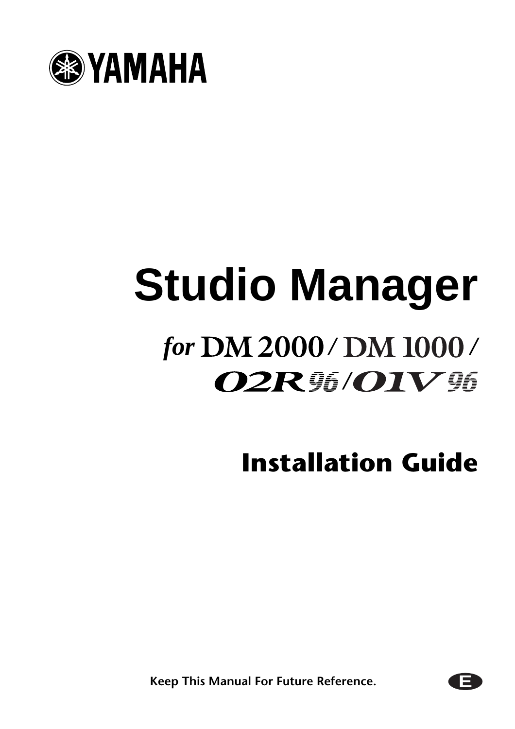YAMAHA

# Studio Manager

*for* DM2000 / DM1000 / 02R96 / 01V96

## Installation Guide

**Keep This Manual For Future Reference.**

E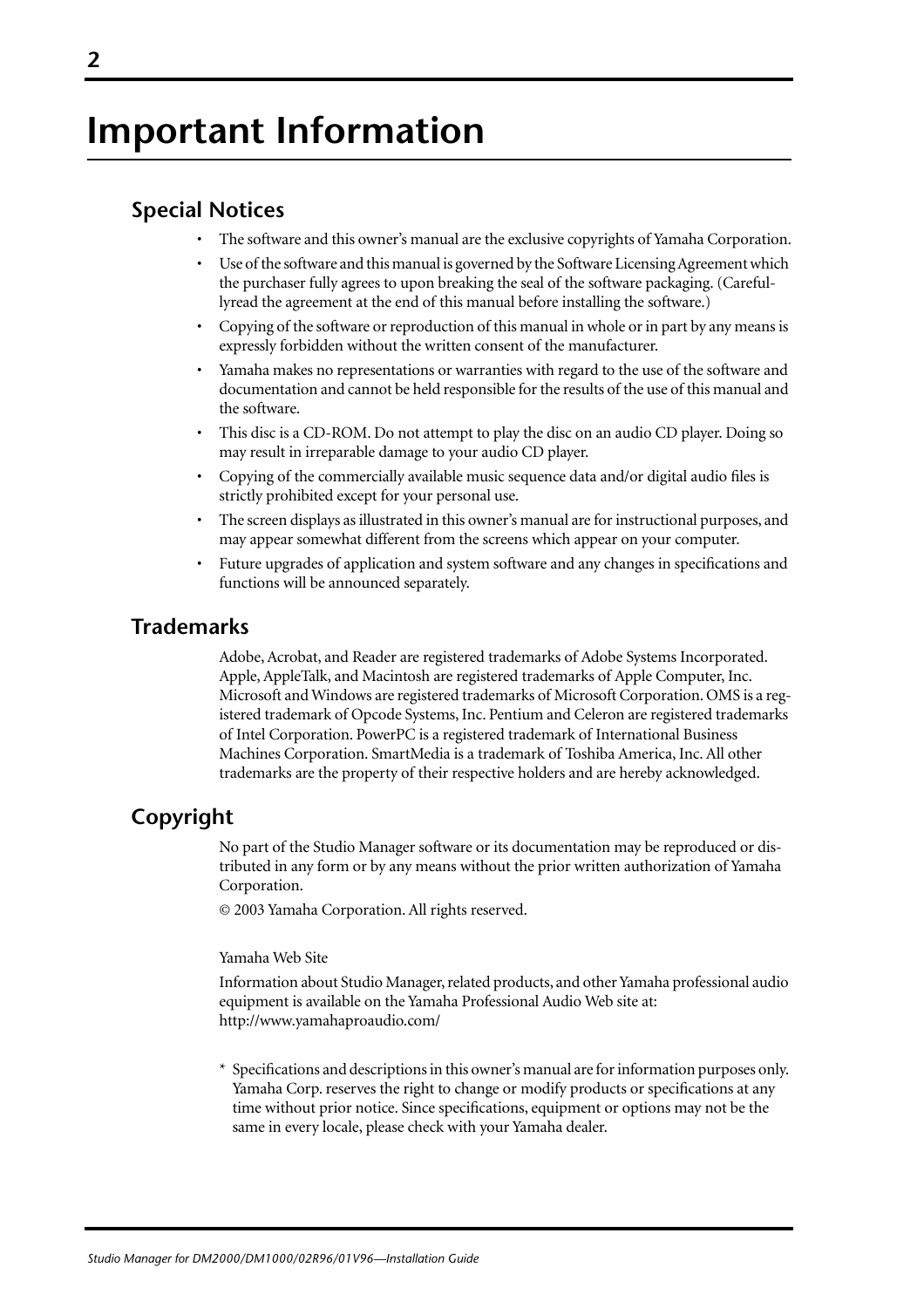# Important Information

## Special Notices

- The software and this owner's manual are the exclusive copyrights of Yamaha Corporation.
- Use of the software and this manual is governed by the Software Licensing Agreement which the purchaser fully agrees to upon breaking the seal of the software packaging. (Carefullyread the agreement at the end of this manual before installing the software.)
- Copying of the software or reproduction of this manual in whole or in part by any means is expressly forbidden without the written consent of the manufacturer.
- Yamaha makes no representations or warranties with regard to the use of the software and documentation and cannot be held responsible for the results of the use of this manual and the software.
- This disc is a CD-ROM. Do not attempt to play the disc on an audio CD player. Doing so may result in irreparable damage to your audio CD player.
- Copying of the commercially available music sequence data and/or digital audio files is strictly prohibited except for your personal use.
- The screen displays as illustrated in this owner's manual are for instructional purposes, and may appear somewhat different from the screens which appear on your computer.
- Future upgrades of application and system software and any changes in specifications and functions will be announced separately.

## Trademarks

Adobe, Acrobat, and Reader are registered trademarks of Adobe Systems Incorporated. Apple, AppleTalk, and Macintosh are registered trademarks of Apple Computer, Inc. Microsoft and Windows are registered trademarks of Microsoft Corporation. OMS is a registered trademark of Opcode Systems, Inc. Pentium and Celeron are registered trademarks of Intel Corporation. PowerPC is a registered trademark of International Business Machines Corporation. SmartMedia is a trademark of Toshiba America, Inc. All other trademarks are the property of their respective holders and are hereby acknowledged.

## Copyright

No part of the Studio Manager software or its documentation may be reproduced or distributed in any form or by any means without the prior written authorization of Yamaha Corporation.

© 2003 Yamaha Corporation. All rights reserved.

Yamaha Web Site

Information about Studio Manager, related products, and other Yamaha professional audio equipment is available on the Yamaha Professional Audio Web site at:
http://www.yamahaproaudio.com/

* Specifications and descriptions in this owner's manual are for information purposes only. Yamaha Corp. reserves the right to change or modify products or specifications at any time without prior notice. Since specifications, equipment or options may not be the same in every locale, please check with your Yamaha dealer.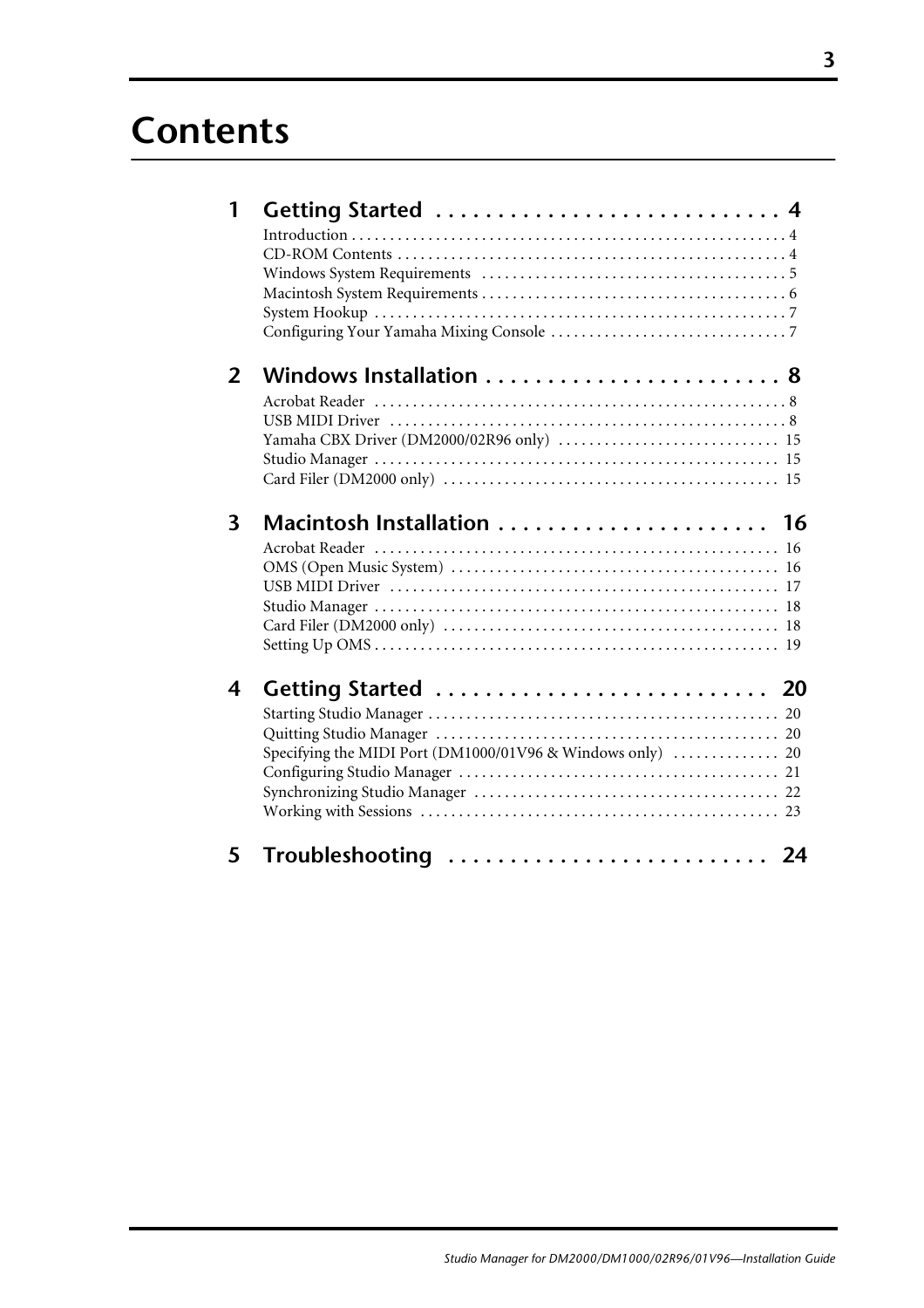# Contents

## 1 Getting Started . . . . . . . . . . . . . . . . . . . . . . . . . . . . 4

Introduction . . . . . . . . . . . . . . . . . . . . . . . . . . . . . . . . . . . . . . . . . . . . . . . . . . . . . . . . 4
CD-ROM Contents . . . . . . . . . . . . . . . . . . . . . . . . . . . . . . . . . . . . . . . . . . . . . . . . . . . 4
Windows System Requirements . . . . . . . . . . . . . . . . . . . . . . . . . . . . . . . . . . . . . . . 5
Macintosh System Requirements . . . . . . . . . . . . . . . . . . . . . . . . . . . . . . . . . . . . . . . 6
System Hookup . . . . . . . . . . . . . . . . . . . . . . . . . . . . . . . . . . . . . . . . . . . . . . . . . . . . . 7
Configuring Your Yamaha Mixing Console . . . . . . . . . . . . . . . . . . . . . . . . . . . . . . 7

## 2 Windows Installation . . . . . . . . . . . . . . . . . . . . . . . . 8

Acrobat Reader . . . . . . . . . . . . . . . . . . . . . . . . . . . . . . . . . . . . . . . . . . . . . . . . . . . . . 8
USB MIDI Driver . . . . . . . . . . . . . . . . . . . . . . . . . . . . . . . . . . . . . . . . . . . . . . . . . . . 8
Yamaha CBX Driver (DM2000/02R96 only) . . . . . . . . . . . . . . . . . . . . . . . . . . . . 15
Studio Manager . . . . . . . . . . . . . . . . . . . . . . . . . . . . . . . . . . . . . . . . . . . . . . . . . . . . 15
Card Filer (DM2000 only) . . . . . . . . . . . . . . . . . . . . . . . . . . . . . . . . . . . . . . . . . . . 15

## 3 Macintosh Installation . . . . . . . . . . . . . . . . . . . . . . 16

Acrobat Reader . . . . . . . . . . . . . . . . . . . . . . . . . . . . . . . . . . . . . . . . . . . . . . . . . . . . 16
OMS (Open Music System) . . . . . . . . . . . . . . . . . . . . . . . . . . . . . . . . . . . . . . . . . . 16
USB MIDI Driver . . . . . . . . . . . . . . . . . . . . . . . . . . . . . . . . . . . . . . . . . . . . . . . . . . 17
Studio Manager . . . . . . . . . . . . . . . . . . . . . . . . . . . . . . . . . . . . . . . . . . . . . . . . . . . . 18
Card Filer (DM2000 only) . . . . . . . . . . . . . . . . . . . . . . . . . . . . . . . . . . . . . . . . . . . 18
Setting Up OMS . . . . . . . . . . . . . . . . . . . . . . . . . . . . . . . . . . . . . . . . . . . . . . . . . . . 19

## 4 Getting Started . . . . . . . . . . . . . . . . . . . . . . . . . . . 20

Starting Studio Manager . . . . . . . . . . . . . . . . . . . . . . . . . . . . . . . . . . . . . . . . . . . . . 20
Quitting Studio Manager . . . . . . . . . . . . . . . . . . . . . . . . . . . . . . . . . . . . . . . . . . . . 20
Specifying the MIDI Port (DM1000/01V96 & Windows only) . . . . . . . . . . . . . 20
Configuring Studio Manager . . . . . . . . . . . . . . . . . . . . . . . . . . . . . . . . . . . . . . . . . 21
Synchronizing Studio Manager . . . . . . . . . . . . . . . . . . . . . . . . . . . . . . . . . . . . . . . 22
Working with Sessions . . . . . . . . . . . . . . . . . . . . . . . . . . . . . . . . . . . . . . . . . . . . . . 23

## 5 Troubleshooting . . . . . . . . . . . . . . . . . . . . . . . . . . 24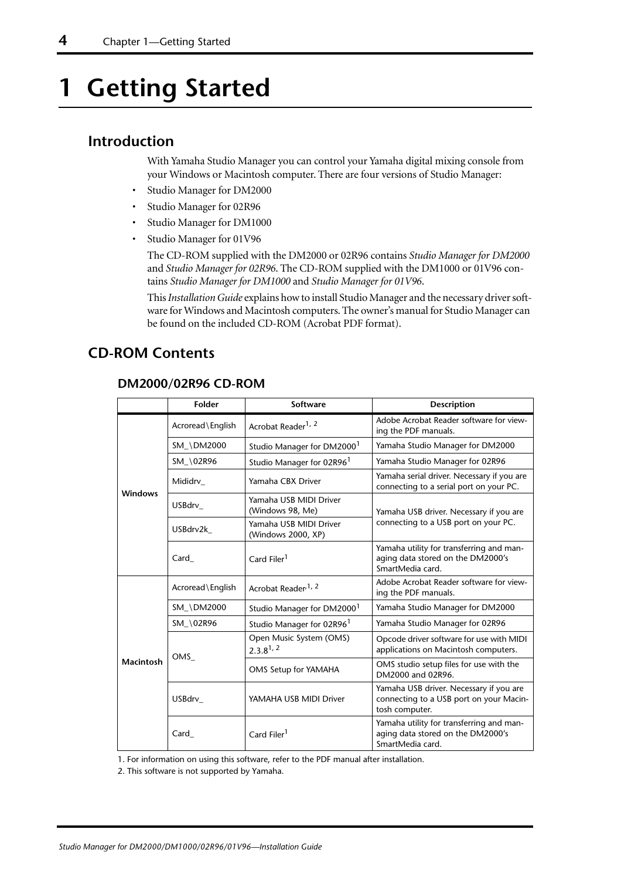# 1 Getting Started

## Introduction

With Yamaha Studio Manager you can control your Yamaha digital mixing console from your Windows or Macintosh computer. There are four versions of Studio Manager:

- Studio Manager for DM2000
- Studio Manager for 02R96
- Studio Manager for DM1000
- Studio Manager for 01V96

The CD-ROM supplied with the DM2000 or 02R96 contains *Studio Manager for DM2000* and *Studio Manager for 02R96*. The CD-ROM supplied with the DM1000 or 01V96 contains *Studio Manager for DM1000* and *Studio Manager for 01V96*.

This *Installation Guide* explains how to install Studio Manager and the necessary driver software for Windows and Macintosh computers. The owner's manual for Studio Manager can be found on the included CD-ROM (Acrobat PDF format).

## CD-ROM Contents

### DM2000/02R96 CD-ROM

| | Folder | Software | Description |
|---|---|---|---|
| **Windows** | Acroread\English | Acrobat Reader[1, 2] | Adobe Acrobat Reader software for viewing the PDF manuals. |
| | SM_\DM2000 | Studio Manager for DM2000[1] | Yamaha Studio Manager for DM2000 |
| | SM_\02R96 | Studio Manager for 02R96[1] | Yamaha Studio Manager for 02R96 |
| | Mididrv_ | Yamaha CBX Driver | Yamaha serial driver. Necessary if you are connecting to a serial port on your PC. |
| | USBdrv_ | Yamaha USB MIDI Driver (Windows 98, Me) | Yamaha USB driver. Necessary if you are connecting to a USB port on your PC. |
| | USBdrv2k_ | Yamaha USB MIDI Driver (Windows 2000, XP) | |
| | Card_ | Card Filer[1] | Yamaha utility for transferring and managing data stored on the DM2000's SmartMedia card. |
| **Macintosh** | Acroread\English | Acrobat Reader[1, 2] | Adobe Acrobat Reader software for viewing the PDF manuals. |
| | SM_\DM2000 | Studio Manager for DM2000[1] | Yamaha Studio Manager for DM2000 |
| | SM_\02R96 | Studio Manager for 02R96[1] | Yamaha Studio Manager for 02R96 |
| | OMS_ | Open Music System (OMS) 2.3.8[1, 2] | Opcode driver software for use with MIDI applications on Macintosh computers. |
| | | OMS Setup for YAMAHA | OMS studio setup files for use with the DM2000 and 02R96. |
| | USBdrv_ | YAMAHA USB MIDI Driver | Yamaha USB driver. Necessary if you are connecting to a USB port on your Macintosh computer. |
| | Card_ | Card Filer[1] | Yamaha utility for transferring and managing data stored on the DM2000's SmartMedia card. |

1. For information on using this software, refer to the PDF manual after installation.

2. This software is not supported by Yamaha.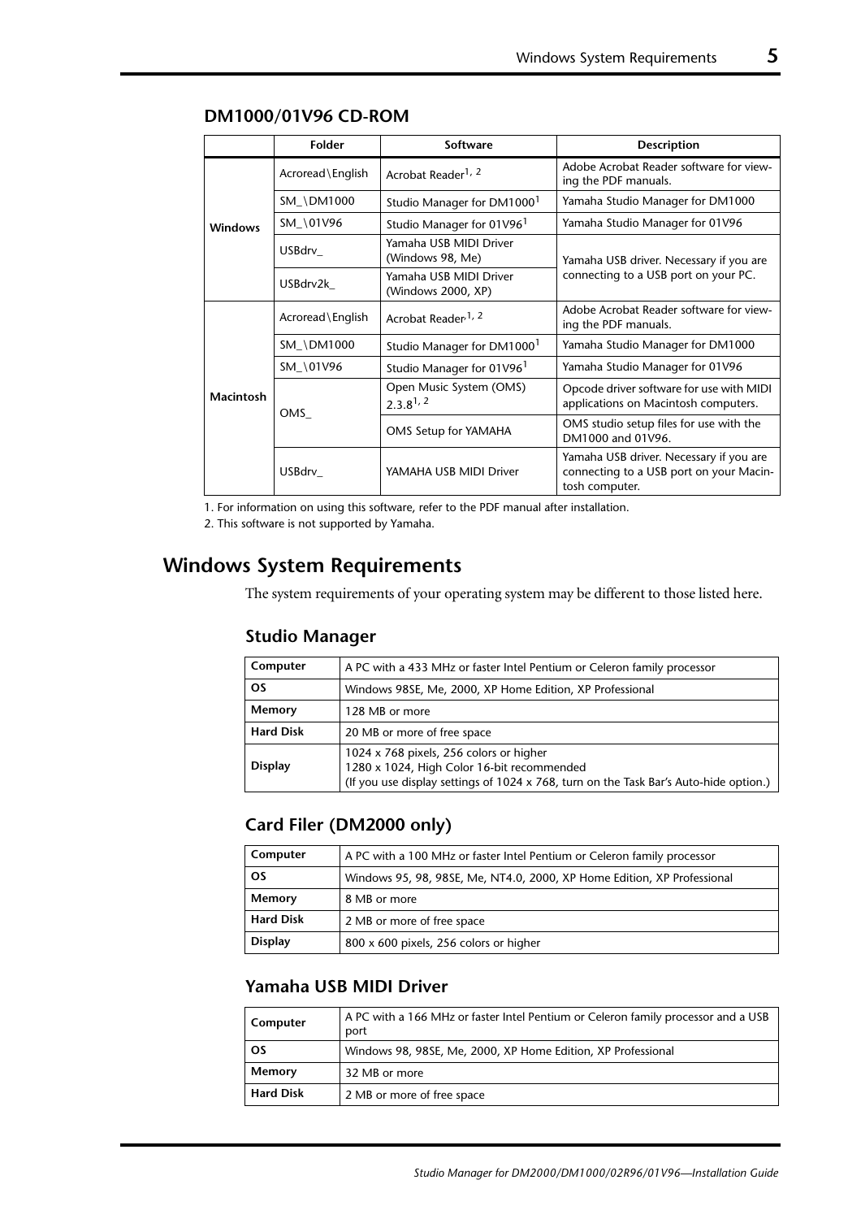### DM1000/01V96 CD-ROM

| | Folder | Software | Description |
|---|---|---|---|
| Windows | Acroread\English | Acrobat Reader[1, 2] | Adobe Acrobat Reader software for viewing the PDF manuals. |
| | SM_\DM1000 | Studio Manager for DM1000[1] | Yamaha Studio Manager for DM1000 |
| | SM_\01V96 | Studio Manager for 01V96[1] | Yamaha Studio Manager for 01V96 |
| | USBdrv_ | Yamaha USB MIDI Driver (Windows 98, Me) | Yamaha USB driver. Necessary if you are connecting to a USB port on your PC. |
| | USBdrv2k_ | Yamaha USB MIDI Driver (Windows 2000, XP) | |
| Macintosh | Acroread\English | Acrobat Reader[1, 2] | Adobe Acrobat Reader software for viewing the PDF manuals. |
| | SM_\DM1000 | Studio Manager for DM1000[1] | Yamaha Studio Manager for DM1000 |
| | SM_\01V96 | Studio Manager for 01V96[1] | Yamaha Studio Manager for 01V96 |
| | OMS_ | Open Music System (OMS) 2.3.8[1, 2] | Opcode driver software for use with MIDI applications on Macintosh computers. |
| | | OMS Setup for YAMAHA | OMS studio setup files for use with the DM1000 and 01V96. |
| | USBdrv_ | YAMAHA USB MIDI Driver | Yamaha USB driver. Necessary if you are connecting to a USB port on your Macintosh computer. |

1. For information on using this software, refer to the PDF manual after installation.
2. This software is not supported by Yamaha.

## Windows System Requirements

The system requirements of your operating system may be different to those listed here.

### Studio Manager

| | |
|---|---|
| **Computer** | A PC with a 433 MHz or faster Intel Pentium or Celeron family processor |
| **OS** | Windows 98SE, Me, 2000, XP Home Edition, XP Professional |
| **Memory** | 128 MB or more |
| **Hard Disk** | 20 MB or more of free space |
| **Display** | 1024 x 768 pixels, 256 colors or higher<br>1280 x 1024, High Color 16-bit recommended<br>(If you use display settings of 1024 x 768, turn on the Task Bar's Auto-hide option.) |

### Card Filer (DM2000 only)

| | |
|---|---|
| **Computer** | A PC with a 100 MHz or faster Intel Pentium or Celeron family processor |
| **OS** | Windows 95, 98, 98SE, Me, NT4.0, 2000, XP Home Edition, XP Professional |
| **Memory** | 8 MB or more |
| **Hard Disk** | 2 MB or more of free space |
| **Display** | 800 x 600 pixels, 256 colors or higher |

### Yamaha USB MIDI Driver

| | |
|---|---|
| **Computer** | A PC with a 166 MHz or faster Intel Pentium or Celeron family processor and a USB port |
| **OS** | Windows 98, 98SE, Me, 2000, XP Home Edition, XP Professional |
| **Memory** | 32 MB or more |
| **Hard Disk** | 2 MB or more of free space |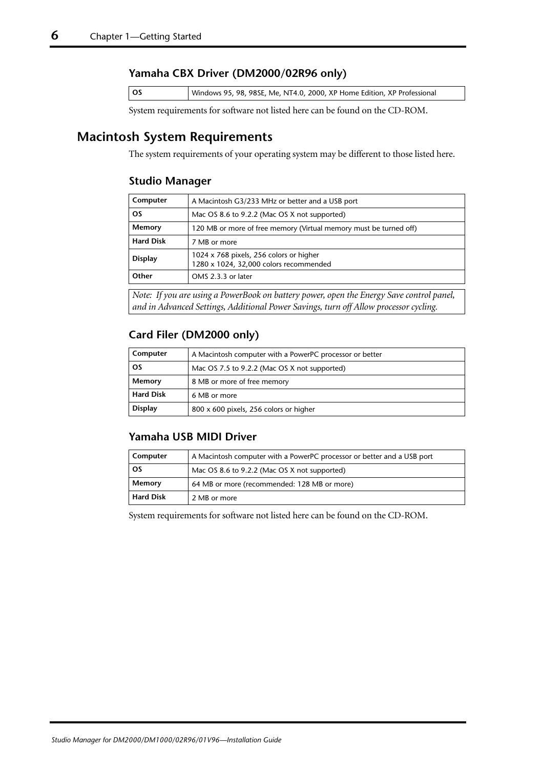### Yamaha CBX Driver (DM2000/02R96 only)

| OS | Windows 95, 98, 98SE, Me, NT4.0, 2000, XP Home Edition, XP Professional |
|---|---|

System requirements for software not listed here can be found on the CD-ROM.

## Macintosh System Requirements

The system requirements of your operating system may be different to those listed here.

### Studio Manager

| Computer | A Macintosh G3/233 MHz or better and a USB port |
|---|---|
| OS | Mac OS 8.6 to 9.2.2 (Mac OS X not supported) |
| Memory | 120 MB or more of free memory (Virtual memory must be turned off) |
| Hard Disk | 7 MB or more |
| Display | 1024 x 768 pixels, 256 colors or higher<br>1280 x 1024, 32,000 colors recommended |
| Other | OMS 2.3.3 or later |

*Note: If you are using a PowerBook on battery power, open the Energy Save control panel, and in Advanced Settings, Additional Power Savings, turn off Allow processor cycling.*

### Card Filer (DM2000 only)

| Computer | A Macintosh computer with a PowerPC processor or better |
|---|---|
| OS | Mac OS 7.5 to 9.2.2 (Mac OS X not supported) |
| Memory | 8 MB or more of free memory |
| Hard Disk | 6 MB or more |
| Display | 800 x 600 pixels, 256 colors or higher |

### Yamaha USB MIDI Driver

| Computer | A Macintosh computer with a PowerPC processor or better and a USB port |
|---|---|
| OS | Mac OS 8.6 to 9.2.2 (Mac OS X not supported) |
| Memory | 64 MB or more (recommended: 128 MB or more) |
| Hard Disk | 2 MB or more |

System requirements for software not listed here can be found on the CD-ROM.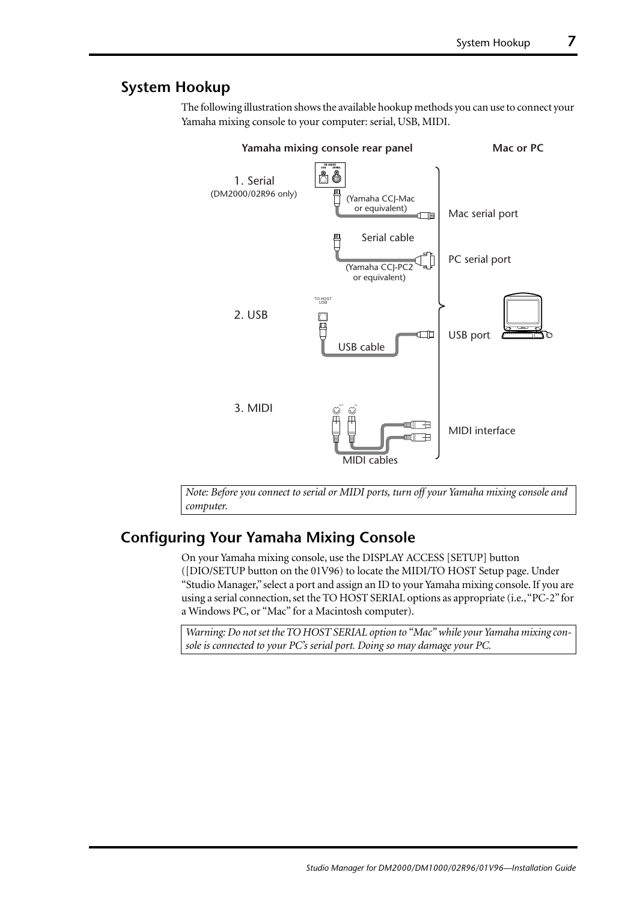## System Hookup

The following illustration shows the available hookup methods you can use to connect your Yamaha mixing console to your computer: serial, USB, MIDI.

**Yamaha mixing console rear panel** **Mac or PC**

1. Serial (DM2000/02R96 only)
   - (Yamaha CCJ-Mac or equivalent) — Mac serial port
   - Serial cable (Yamaha CCJ-PC2 or equivalent) — PC serial port
2. USB
   - USB cable — USB port
3. MIDI
   - MIDI cables — MIDI interface

*Note: Before you connect to serial or MIDI ports, turn off your Yamaha mixing console and computer.*

## Configuring Your Yamaha Mixing Console

On your Yamaha mixing console, use the DISPLAY ACCESS [SETUP] button ([DIO/SETUP button on the 01V96) to locate the MIDI/TO HOST Setup page. Under "Studio Manager," select a port and assign an ID to your Yamaha mixing console. If you are using a serial connection, set the TO HOST SERIAL options as appropriate (i.e., "PC-2" for a Windows PC, or "Mac" for a Macintosh computer).

*Warning: Do not set the TO HOST SERIAL option to "Mac" while your Yamaha mixing console is connected to your PC's serial port. Doing so may damage your PC.*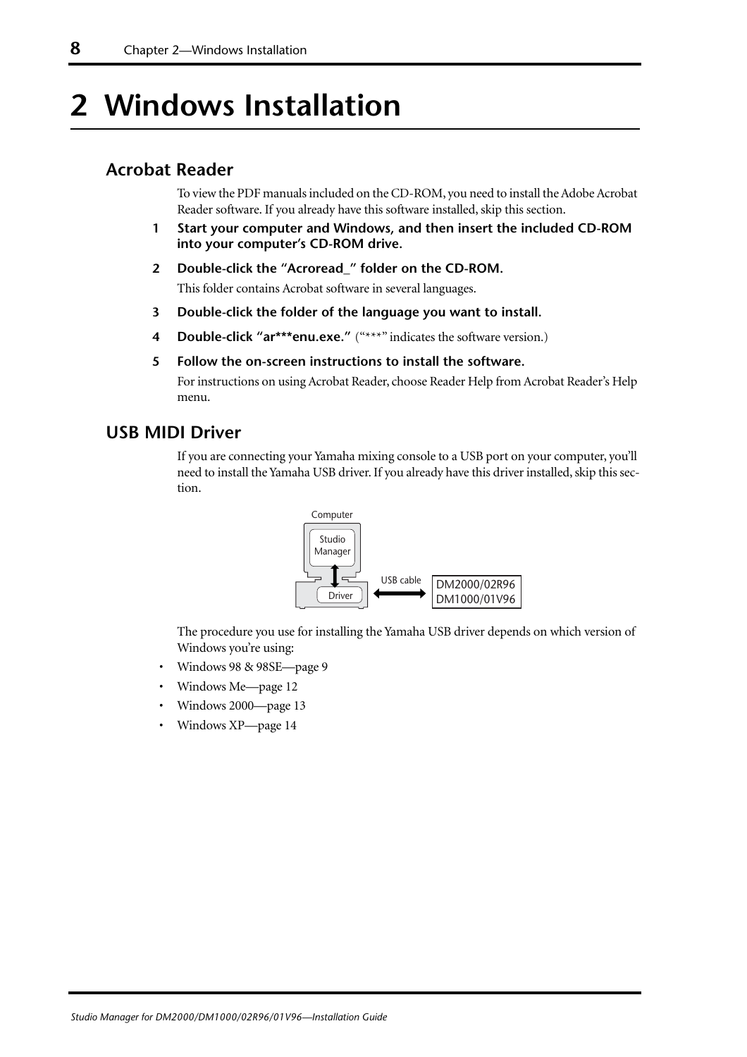# 2 Windows Installation

## Acrobat Reader

To view the PDF manuals included on the CD-ROM, you need to install the Adobe Acrobat Reader software. If you already have this software installed, skip this section.

1. **Start your computer and Windows, and then insert the included CD-ROM into your computer's CD-ROM drive.**
2. **Double-click the "Acroread_" folder on the CD-ROM.**

   This folder contains Acrobat software in several languages.
3. **Double-click the folder of the language you want to install.**
4. **Double-click "ar***enu.exe."** ("***" indicates the software version.)
5. **Follow the on-screen instructions to install the software.**

   For instructions on using Acrobat Reader, choose Reader Help from Acrobat Reader's Help menu.

## USB MIDI Driver

If you are connecting your Yamaha mixing console to a USB port on your computer, you'll need to install the Yamaha USB driver. If you already have this driver installed, skip this section.

Computer

Studio Manager

Driver

USB cable

DM2000/02R96
DM1000/01V96

The procedure you use for installing the Yamaha USB driver depends on which version of Windows you're using:

- Windows 98 & 98SE—page 9
- Windows Me—page 12
- Windows 2000—page 13
- Windows XP—page 14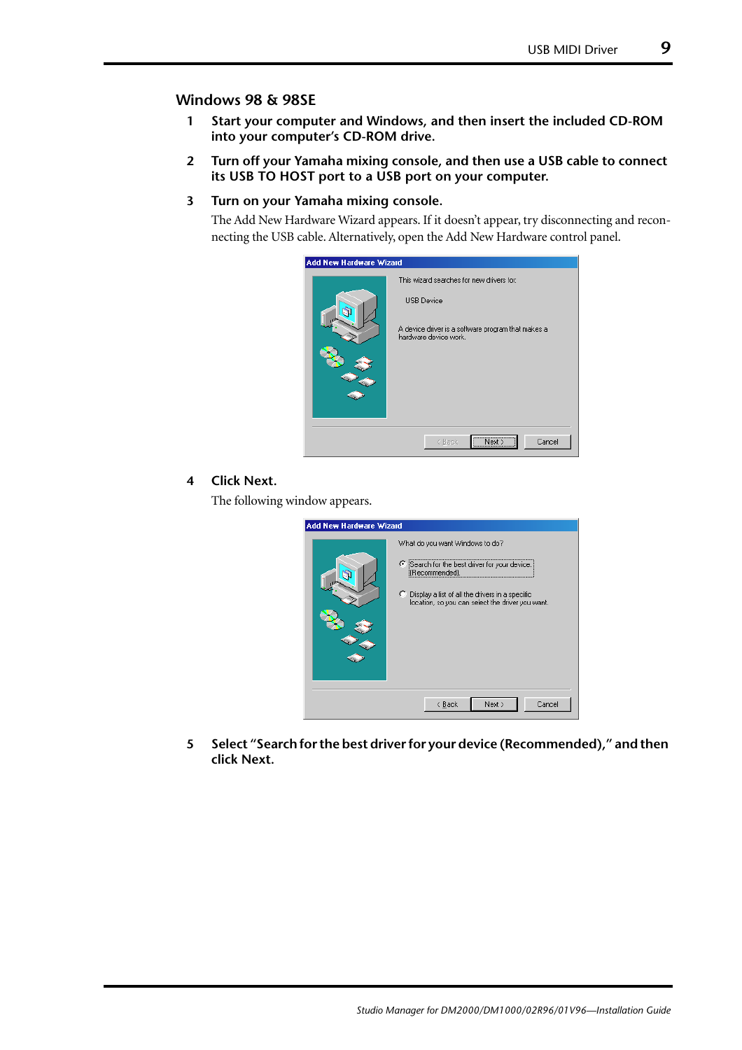## Windows 98 & 98SE

1. **Start your computer and Windows, and then insert the included CD-ROM into your computer's CD-ROM drive.**

2. **Turn off your Yamaha mixing console, and then use a USB cable to connect its USB TO HOST port to a USB port on your computer.**

3. **Turn on your Yamaha mixing console.**

   The Add New Hardware Wizard appears. If it doesn't appear, try disconnecting and reconnecting the USB cable. Alternatively, open the Add New Hardware control panel.

4. **Click Next.**

   The following window appears.

5. **Select "Search for the best driver for your device (Recommended)," and then click Next.**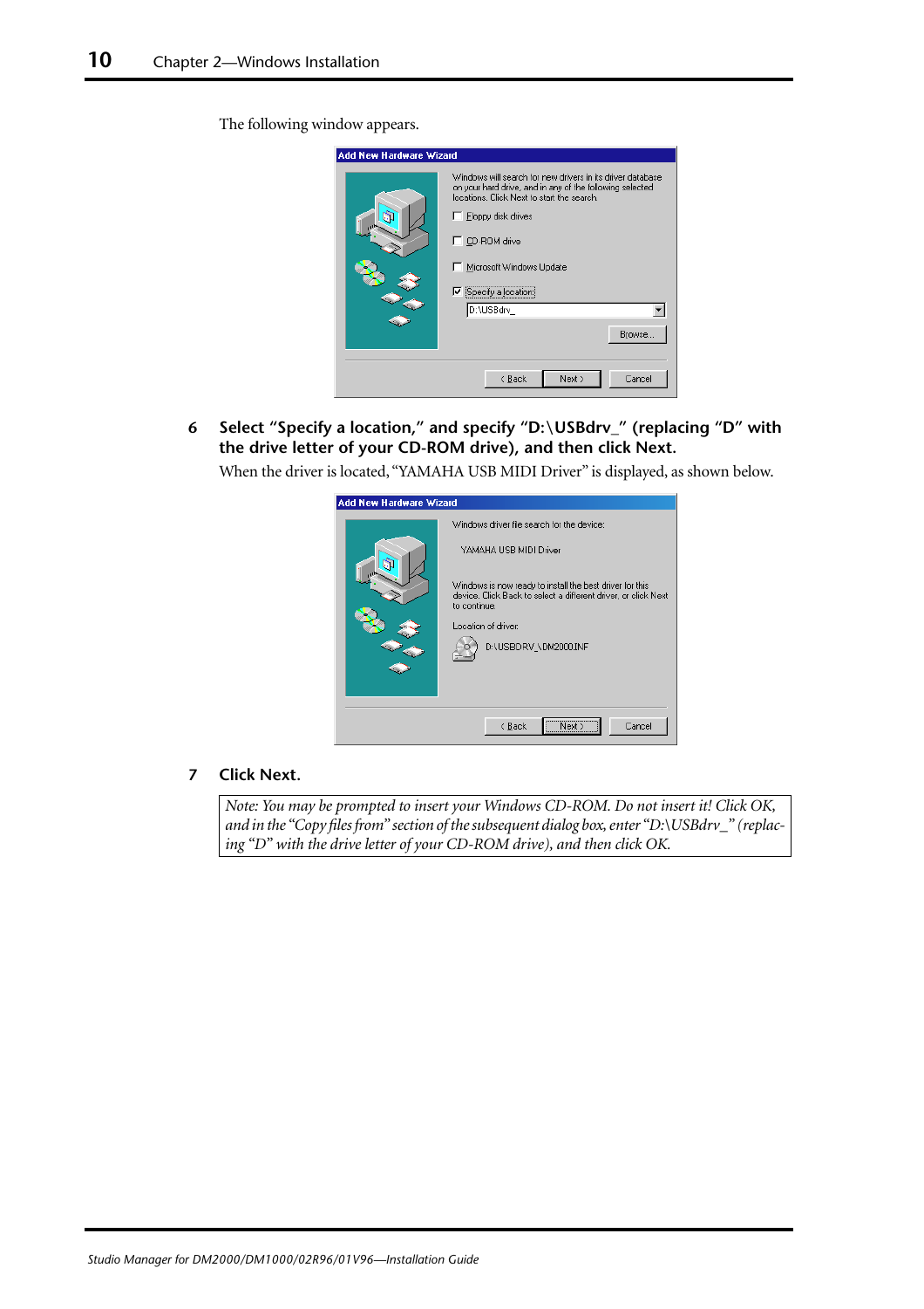The following window appears.

6 **Select "Specify a location," and specify "D:\USBdrv_" (replacing "D" with the drive letter of your CD-ROM drive), and then click Next.**

When the driver is located, "YAMAHA USB MIDI Driver" is displayed, as shown below.

7 **Click Next.**

*Note: You may be prompted to insert your Windows CD-ROM. Do not insert it! Click OK, and in the "Copy files from" section of the subsequent dialog box, enter "D:\USBdrv_" (replacing "D" with the drive letter of your CD-ROM drive), and then click OK.*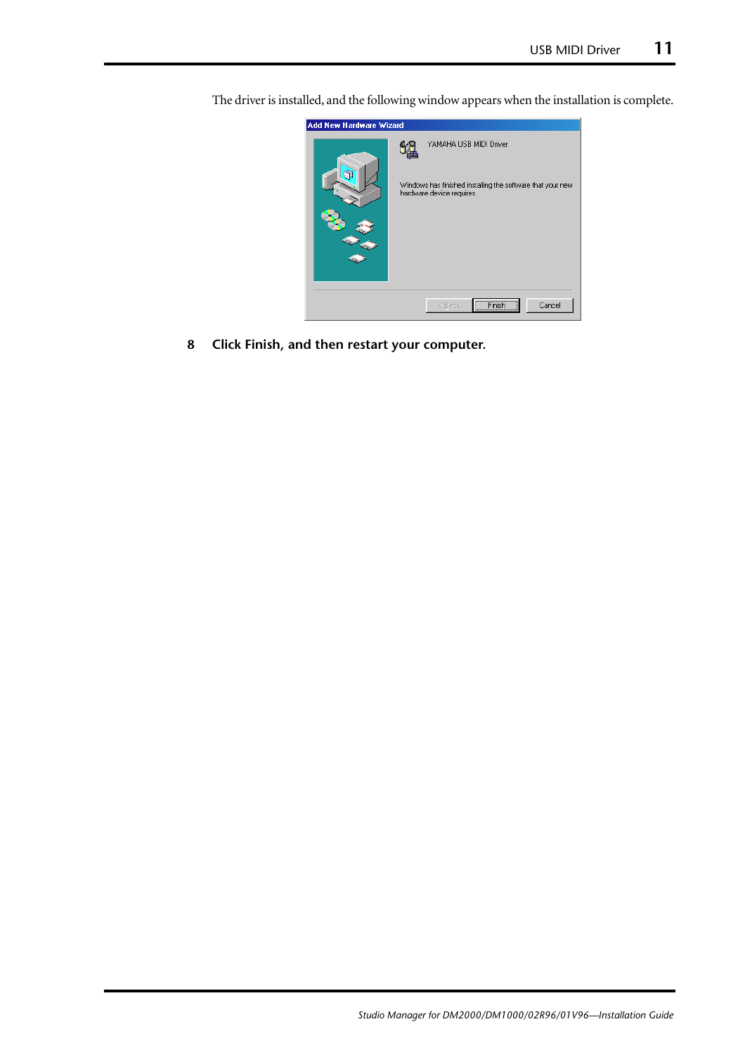The driver is installed, and the following window appears when the installation is complete.

**8 Click Finish, and then restart your computer.**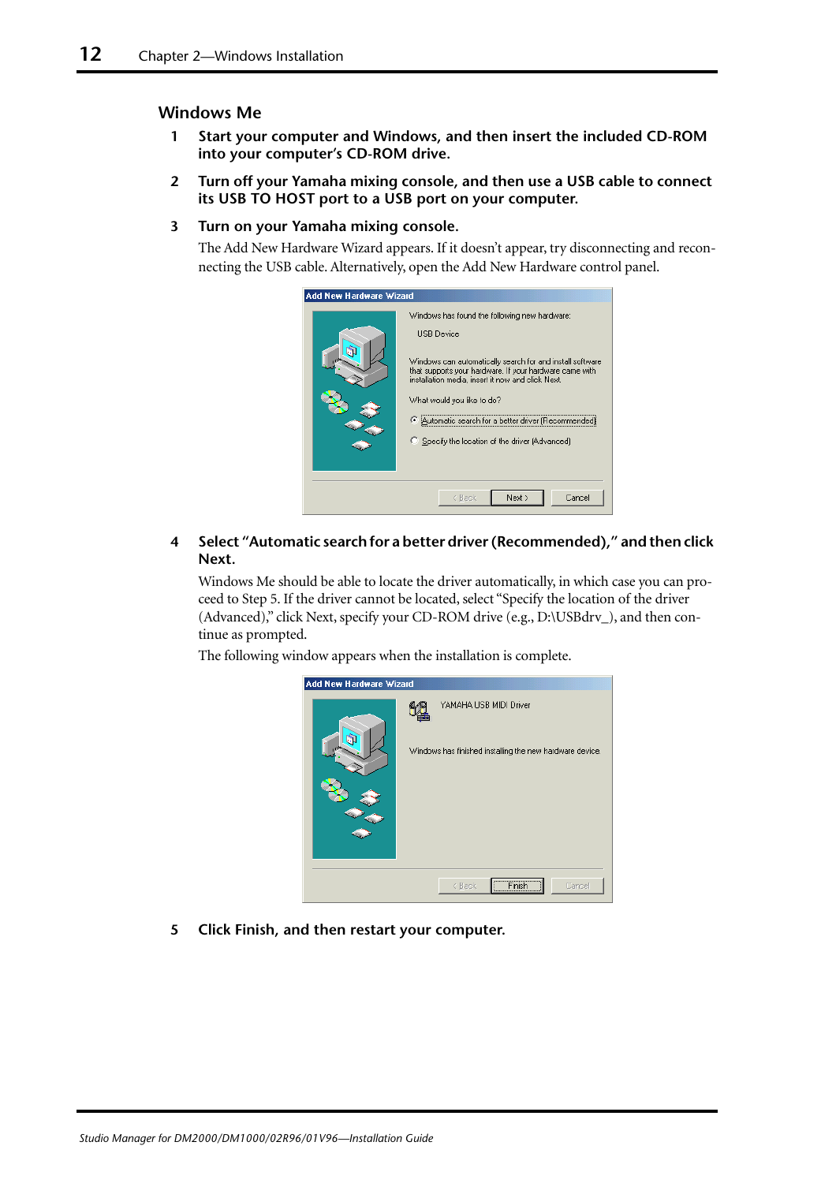## Windows Me

1. **Start your computer and Windows, and then insert the included CD-ROM into your computer's CD-ROM drive.**

2. **Turn off your Yamaha mixing console, and then use a USB cable to connect its USB TO HOST port to a USB port on your computer.**

3. **Turn on your Yamaha mixing console.**

   The Add New Hardware Wizard appears. If it doesn't appear, try disconnecting and reconnecting the USB cable. Alternatively, open the Add New Hardware control panel.

4. **Select "Automatic search for a better driver (Recommended)," and then click Next.**

   Windows Me should be able to locate the driver automatically, in which case you can proceed to Step 5. If the driver cannot be located, select "Specify the location of the driver (Advanced)," click Next, specify your CD-ROM drive (e.g., D:\USBdrv_), and then continue as prompted.

   The following window appears when the installation is complete.

5. **Click Finish, and then restart your computer.**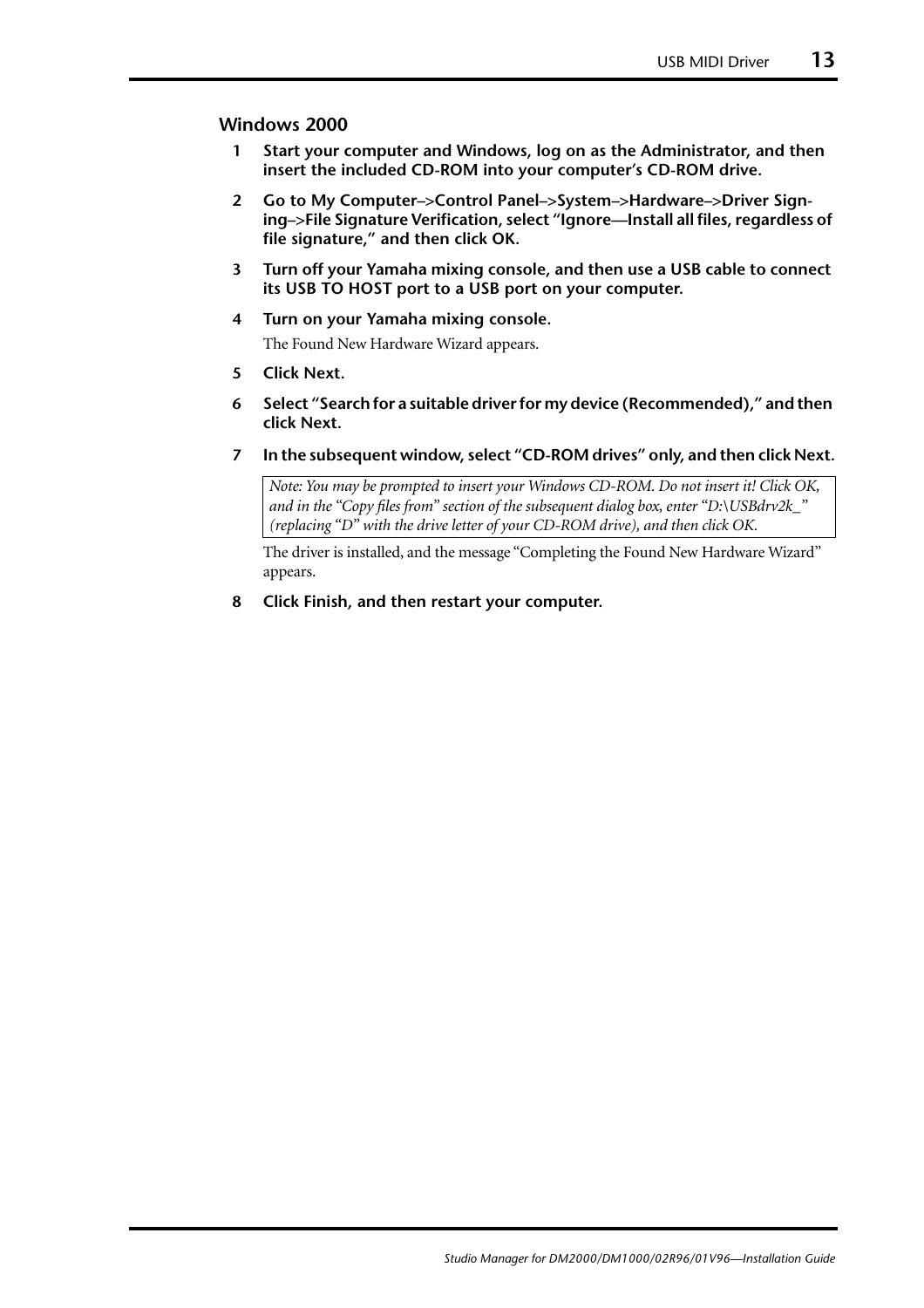### Windows 2000

1. **Start your computer and Windows, log on as the Administrator, and then insert the included CD-ROM into your computer's CD-ROM drive.**
2. **Go to My Computer–>Control Panel–>System–>Hardware–>Driver Signing–>File Signature Verification, select "Ignore—Install all files, regardless of file signature," and then click OK.**
3. **Turn off your Yamaha mixing console, and then use a USB cable to connect its USB TO HOST port to a USB port on your computer.**
4. **Turn on your Yamaha mixing console.**

   The Found New Hardware Wizard appears.
5. **Click Next.**
6. **Select "Search for a suitable driver for my device (Recommended)," and then click Next.**
7. **In the subsequent window, select "CD-ROM drives" only, and then click Next.**

   > *Note: You may be prompted to insert your Windows CD-ROM. Do not insert it! Click OK, and in the "Copy files from" section of the subsequent dialog box, enter "D:\USBdrv2k_" (replacing "D" with the drive letter of your CD-ROM drive), and then click OK.*

   The driver is installed, and the message "Completing the Found New Hardware Wizard" appears.
8. **Click Finish, and then restart your computer.**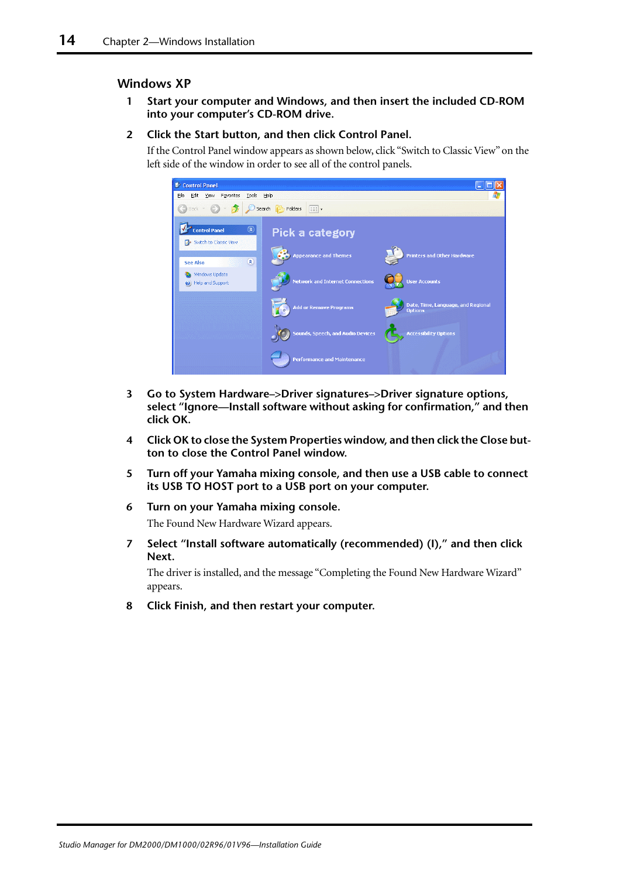## Windows XP

1 **Start your computer and Windows, and then insert the included CD-ROM into your computer's CD-ROM drive.**

2 **Click the Start button, and then click Control Panel.**

If the Control Panel window appears as shown below, click "Switch to Classic View" on the left side of the window in order to see all of the control panels.

3 **Go to System Hardware–>Driver signatures–>Driver signature options, select "Ignore—Install software without asking for confirmation," and then click OK.**

4 **Click OK to close the System Properties window, and then click the Close button to close the Control Panel window.**

5 **Turn off your Yamaha mixing console, and then use a USB cable to connect its USB TO HOST port to a USB port on your computer.**

6 **Turn on your Yamaha mixing console.**

The Found New Hardware Wizard appears.

7 **Select "Install software automatically (recommended) (I)," and then click Next.**

The driver is installed, and the message "Completing the Found New Hardware Wizard" appears.

8 **Click Finish, and then restart your computer.**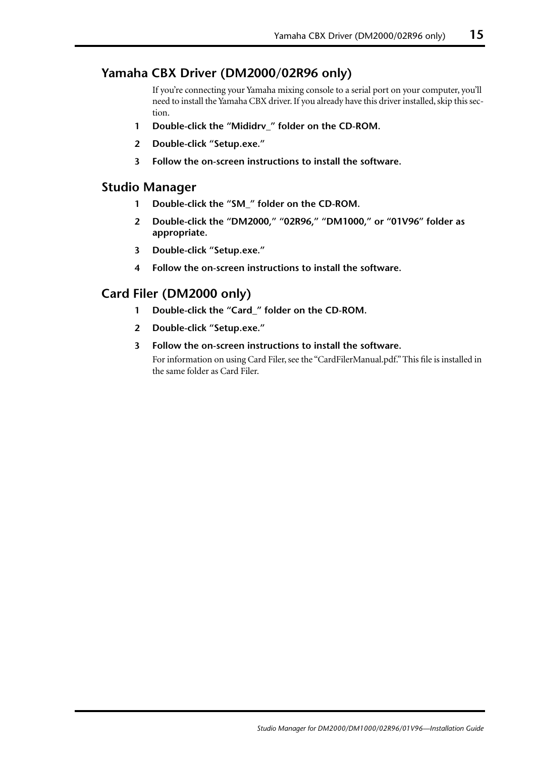## Yamaha CBX Driver (DM2000/02R96 only)

If you're connecting your Yamaha mixing console to a serial port on your computer, you'll need to install the Yamaha CBX driver. If you already have this driver installed, skip this section.

1. **Double-click the "Mididrv_" folder on the CD-ROM.**
2. **Double-click "Setup.exe."**
3. **Follow the on-screen instructions to install the software.**

## Studio Manager

1. **Double-click the "SM_" folder on the CD-ROM.**
2. **Double-click the "DM2000," "02R96," "DM1000," or "01V96" folder as appropriate.**
3. **Double-click "Setup.exe."**
4. **Follow the on-screen instructions to install the software.**

## Card Filer (DM2000 only)

1. **Double-click the "Card_" folder on the CD-ROM.**
2. **Double-click "Setup.exe."**
3. **Follow the on-screen instructions to install the software.**

   For information on using Card Filer, see the "CardFilerManual.pdf." This file is installed in the same folder as Card Filer.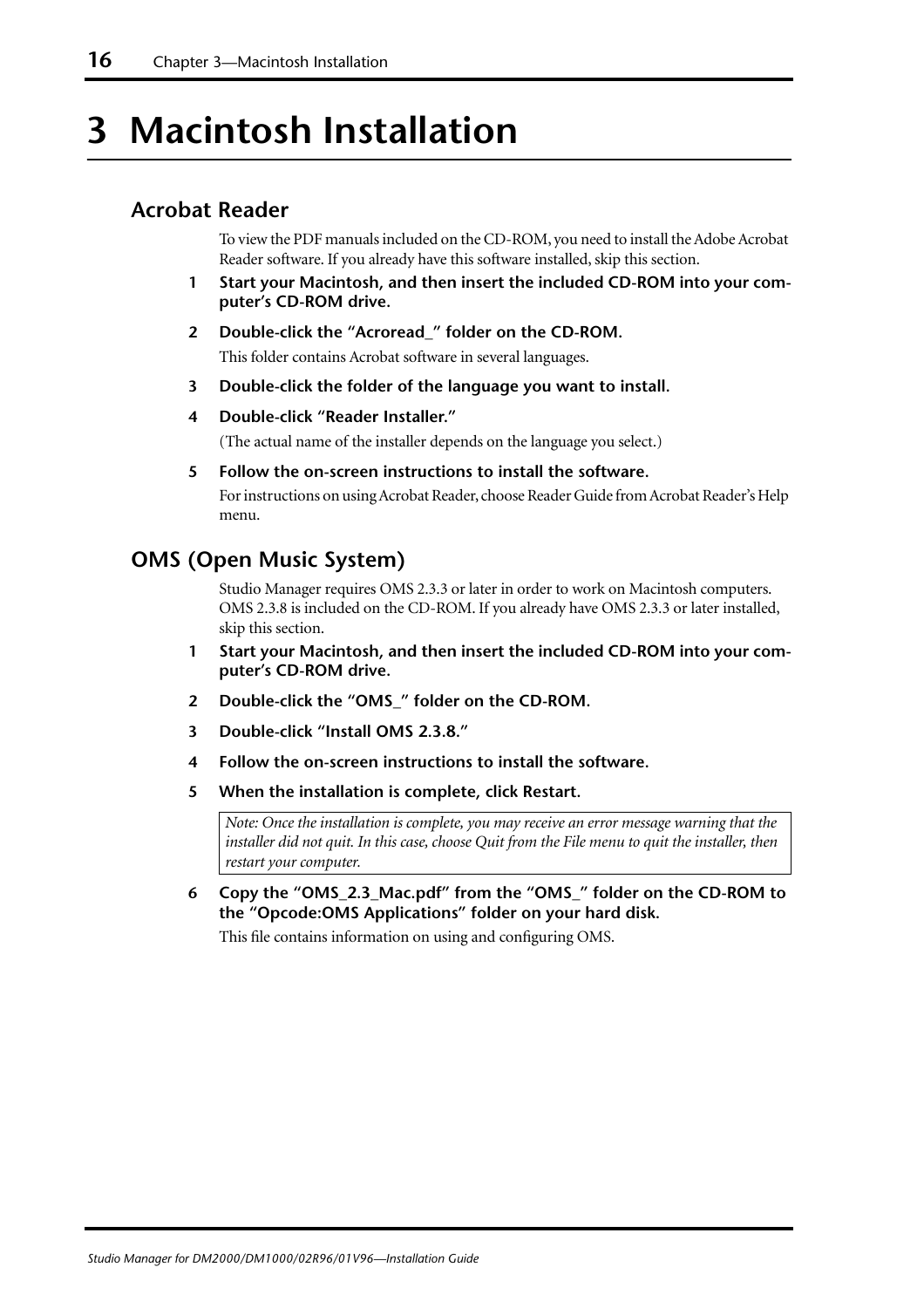# 3 Macintosh Installation

## Acrobat Reader

To view the PDF manuals included on the CD-ROM, you need to install the Adobe Acrobat Reader software. If you already have this software installed, skip this section.

1. **Start your Macintosh, and then insert the included CD-ROM into your computer's CD-ROM drive.**
2. **Double-click the "Acroread_" folder on the CD-ROM.**

   This folder contains Acrobat software in several languages.
3. **Double-click the folder of the language you want to install.**
4. **Double-click "Reader Installer."**

   (The actual name of the installer depends on the language you select.)
5. **Follow the on-screen instructions to install the software.**

   For instructions on using Acrobat Reader, choose Reader Guide from Acrobat Reader's Help menu.

## OMS (Open Music System)

Studio Manager requires OMS 2.3.3 or later in order to work on Macintosh computers. OMS 2.3.8 is included on the CD-ROM. If you already have OMS 2.3.3 or later installed, skip this section.

1. **Start your Macintosh, and then insert the included CD-ROM into your computer's CD-ROM drive.**
2. **Double-click the "OMS_" folder on the CD-ROM.**
3. **Double-click "Install OMS 2.3.8."**
4. **Follow the on-screen instructions to install the software.**
5. **When the installation is complete, click Restart.**

   *Note: Once the installation is complete, you may receive an error message warning that the installer did not quit. In this case, choose Quit from the File menu to quit the installer, then restart your computer.*
6. **Copy the "OMS_2.3_Mac.pdf" from the "OMS_" folder on the CD-ROM to the "Opcode:OMS Applications" folder on your hard disk.**

   This file contains information on using and configuring OMS.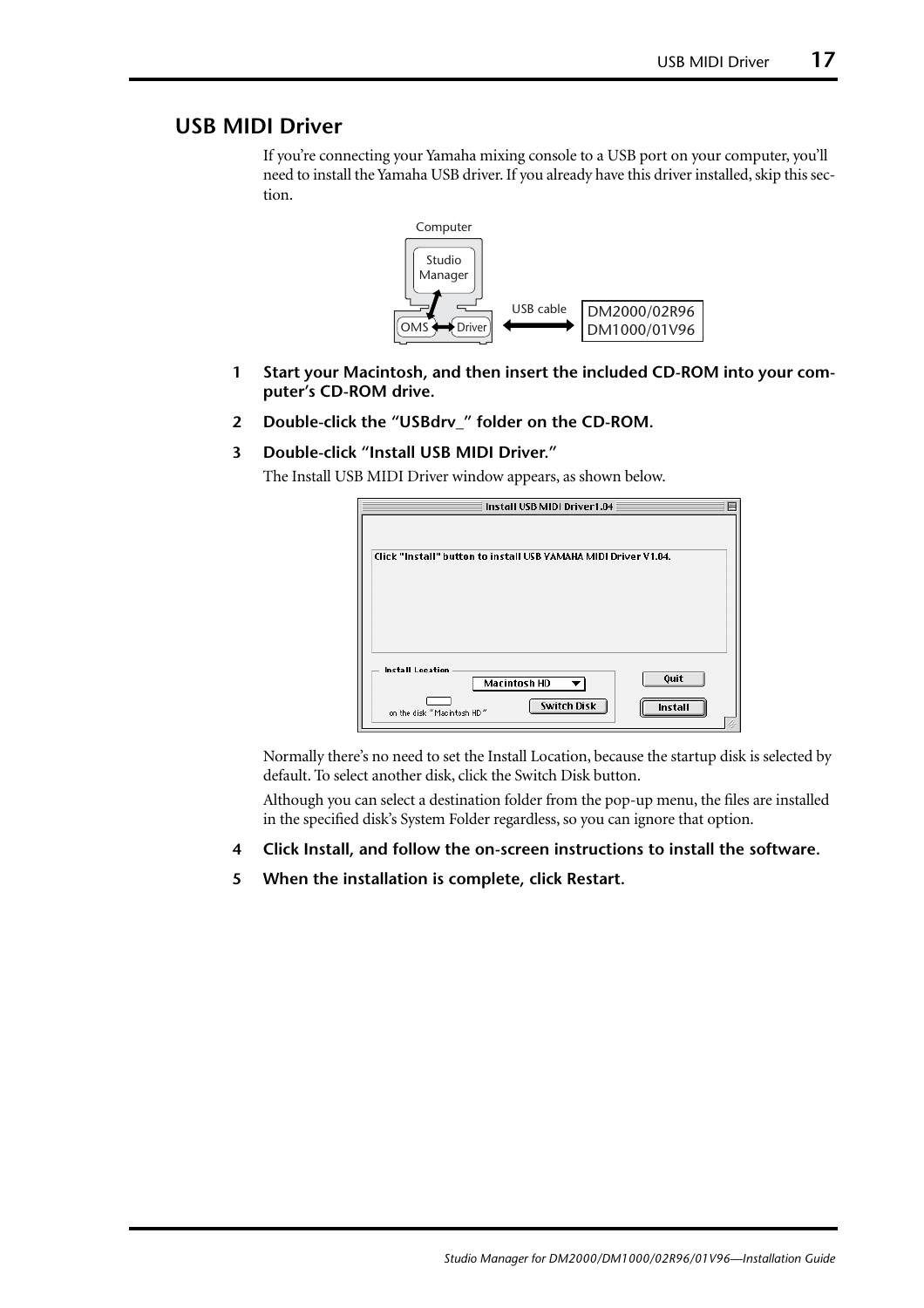## USB MIDI Driver

If you're connecting your Yamaha mixing console to a USB port on your computer, you'll need to install the Yamaha USB driver. If you already have this driver installed, skip this section.

**1 Start your Macintosh, and then insert the included CD-ROM into your computer's CD-ROM drive.**

**2 Double-click the "USBdrv_" folder on the CD-ROM.**

**3 Double-click "Install USB MIDI Driver."**

The Install USB MIDI Driver window appears, as shown below.

Normally there's no need to set the Install Location, because the startup disk is selected by default. To select another disk, click the Switch Disk button.

Although you can select a destination folder from the pop-up menu, the files are installed in the specified disk's System Folder regardless, so you can ignore that option.

**4 Click Install, and follow the on-screen instructions to install the software.**

**5 When the installation is complete, click Restart.**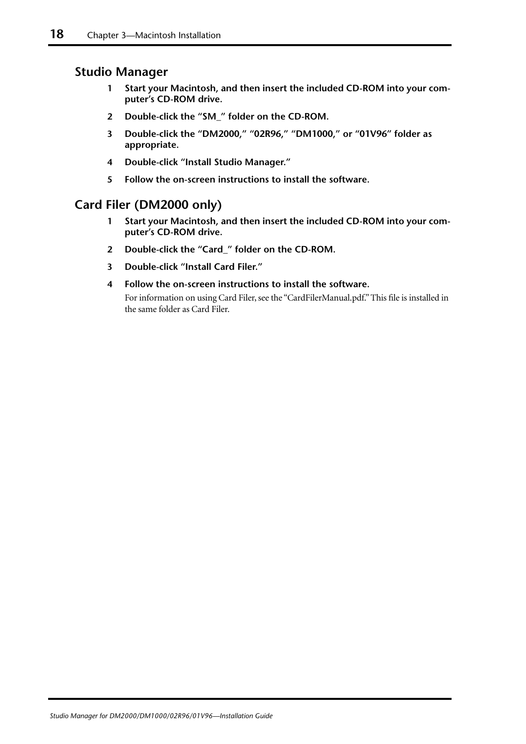## Studio Manager

1. **Start your Macintosh, and then insert the included CD-ROM into your computer's CD-ROM drive.**
2. **Double-click the "SM_" folder on the CD-ROM.**
3. **Double-click the "DM2000," "02R96," "DM1000," or "01V96" folder as appropriate.**
4. **Double-click "Install Studio Manager."**
5. **Follow the on-screen instructions to install the software.**

## Card Filer (DM2000 only)

1. **Start your Macintosh, and then insert the included CD-ROM into your computer's CD-ROM drive.**
2. **Double-click the "Card_" folder on the CD-ROM.**
3. **Double-click "Install Card Filer."**
4. **Follow the on-screen instructions to install the software.**

   For information on using Card Filer, see the "CardFilerManual.pdf." This file is installed in the same folder as Card Filer.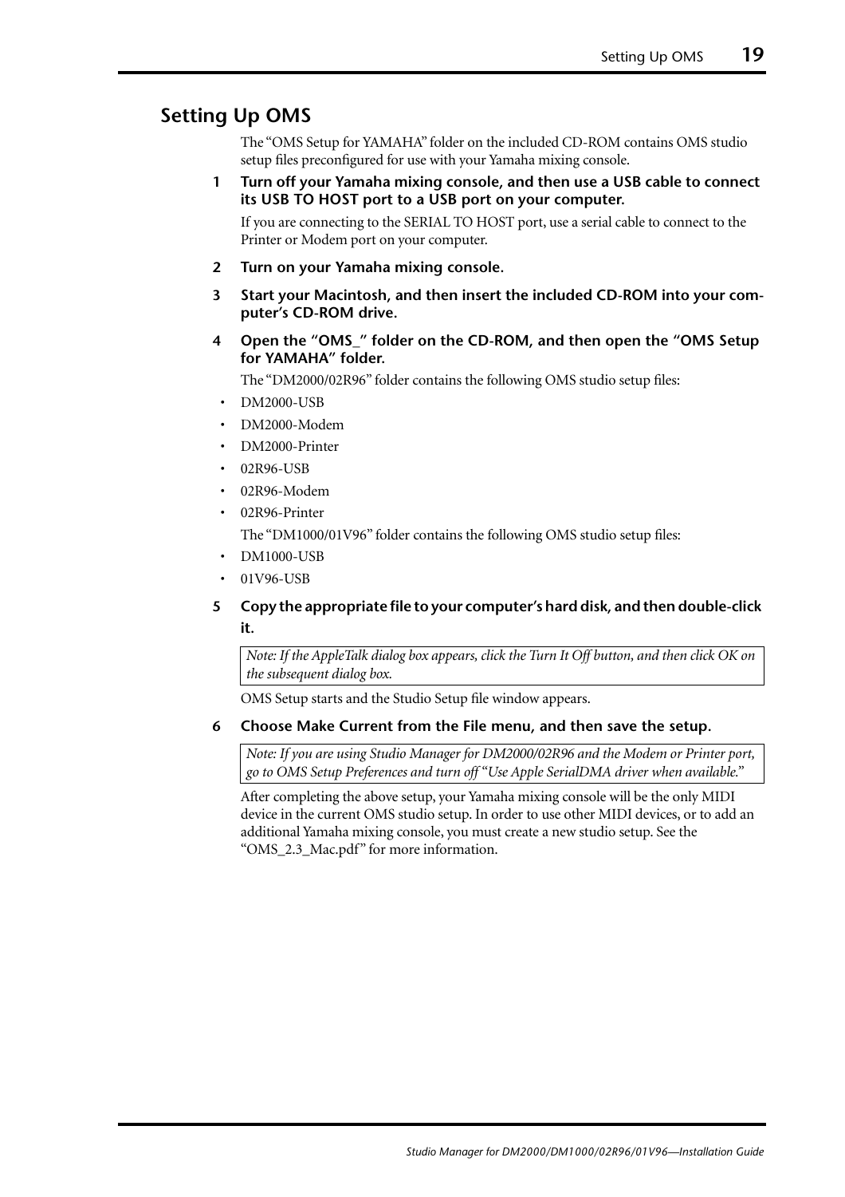## Setting Up OMS

The "OMS Setup for YAMAHA" folder on the included CD-ROM contains OMS studio setup files preconfigured for use with your Yamaha mixing console.

1. **Turn off your Yamaha mixing console, and then use a USB cable to connect its USB TO HOST port to a USB port on your computer.**

   If you are connecting to the SERIAL TO HOST port, use a serial cable to connect to the Printer or Modem port on your computer.

2. **Turn on your Yamaha mixing console.**

3. **Start your Macintosh, and then insert the included CD-ROM into your computer's CD-ROM drive.**

4. **Open the "OMS_" folder on the CD-ROM, and then open the "OMS Setup for YAMAHA" folder.**

   The "DM2000/02R96" folder contains the following OMS studio setup files:

   - DM2000-USB
   - DM2000-Modem
   - DM2000-Printer
   - 02R96-USB
   - 02R96-Modem
   - 02R96-Printer

   The "DM1000/01V96" folder contains the following OMS studio setup files:

   - DM1000-USB
   - 01V96-USB

5. **Copy the appropriate file to your computer's hard disk, and then double-click it.**

   *Note: If the AppleTalk dialog box appears, click the Turn It Off button, and then click OK on the subsequent dialog box.*

   OMS Setup starts and the Studio Setup file window appears.

6. **Choose Make Current from the File menu, and then save the setup.**

   *Note: If you are using Studio Manager for DM2000/02R96 and the Modem or Printer port, go to OMS Setup Preferences and turn off "Use Apple SerialDMA driver when available."*

   After completing the above setup, your Yamaha mixing console will be the only MIDI device in the current OMS studio setup. In order to use other MIDI devices, or to add an additional Yamaha mixing console, you must create a new studio setup. See the "OMS_2.3_Mac.pdf" for more information.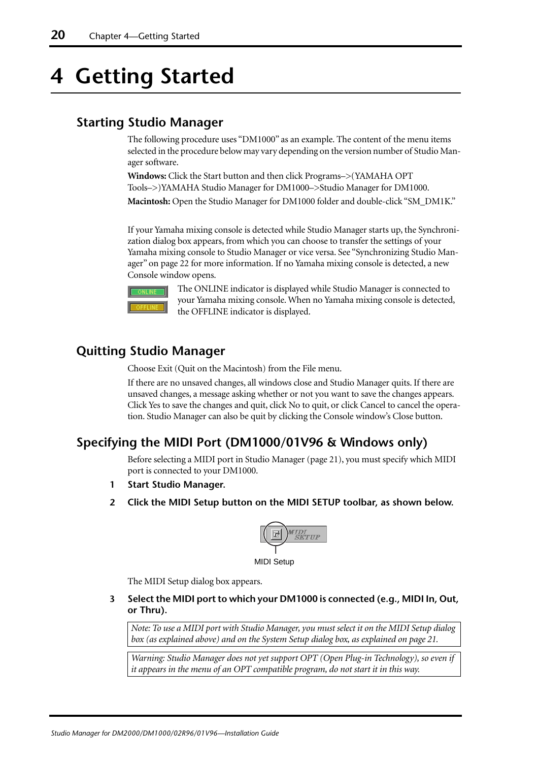# 4 Getting Started

## Starting Studio Manager

The following procedure uses "DM1000" as an example. The content of the menu items selected in the procedure below may vary depending on the version number of Studio Manager software.

**Windows:** Click the Start button and then click Programs–>(YAMAHA OPT Tools–>)YAMAHA Studio Manager for DM1000–>Studio Manager for DM1000.

**Macintosh:** Open the Studio Manager for DM1000 folder and double-click "SM_DM1K."

If your Yamaha mixing console is detected while Studio Manager starts up, the Synchronization dialog box appears, from which you can choose to transfer the settings of your Yamaha mixing console to Studio Manager or vice versa. See "Synchronizing Studio Manager" on page 22 for more information. If no Yamaha mixing console is detected, a new Console window opens.

The ONLINE indicator is displayed while Studio Manager is connected to your Yamaha mixing console. When no Yamaha mixing console is detected, the OFFLINE indicator is displayed.

## Quitting Studio Manager

Choose Exit (Quit on the Macintosh) from the File menu.

If there are no unsaved changes, all windows close and Studio Manager quits. If there are unsaved changes, a message asking whether or not you want to save the changes appears. Click Yes to save the changes and quit, click No to quit, or click Cancel to cancel the operation. Studio Manager can also be quit by clicking the Console window's Close button.

## Specifying the MIDI Port (DM1000/01V96 & Windows only)

Before selecting a MIDI port in Studio Manager (page 21), you must specify which MIDI port is connected to your DM1000.

1. **Start Studio Manager.**
2. **Click the MIDI Setup button on the MIDI SETUP toolbar, as shown below.**

MIDI Setup

The MIDI Setup dialog box appears.

3. **Select the MIDI port to which your DM1000 is connected (e.g., MIDI In, Out, or Thru).**

*Note: To use a MIDI port with Studio Manager, you must select it on the MIDI Setup dialog box (as explained above) and on the System Setup dialog box, as explained on page 21.*

*Warning: Studio Manager does not yet support OPT (Open Plug-in Technology), so even if it appears in the menu of an OPT compatible program, do not start it in this way.*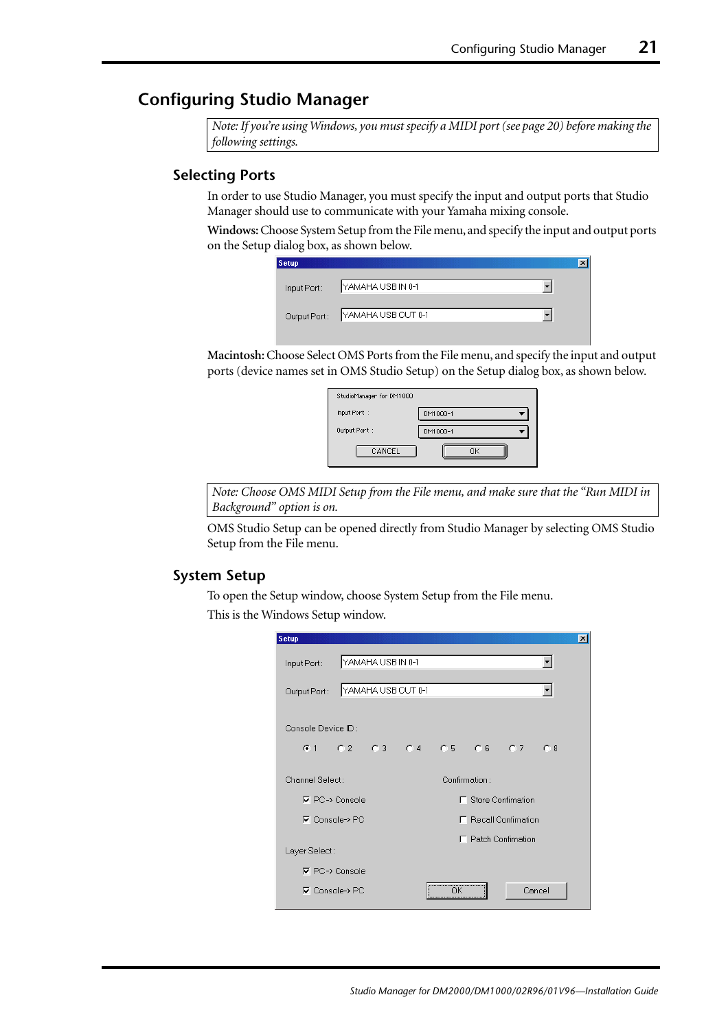# Configuring Studio Manager

*Note: If you're using Windows, you must specify a MIDI port (see page 20) before making the following settings.*

## Selecting Ports

In order to use Studio Manager, you must specify the input and output ports that Studio Manager should use to communicate with your Yamaha mixing console.

**Windows:** Choose System Setup from the File menu, and specify the input and output ports on the Setup dialog box, as shown below.

**Macintosh:** Choose Select OMS Ports from the File menu, and specify the input and output ports (device names set in OMS Studio Setup) on the Setup dialog box, as shown below.

*Note: Choose OMS MIDI Setup from the File menu, and make sure that the "Run MIDI in Background" option is on.*

OMS Studio Setup can be opened directly from Studio Manager by selecting OMS Studio Setup from the File menu.

## System Setup

To open the Setup window, choose System Setup from the File menu.

This is the Windows Setup window.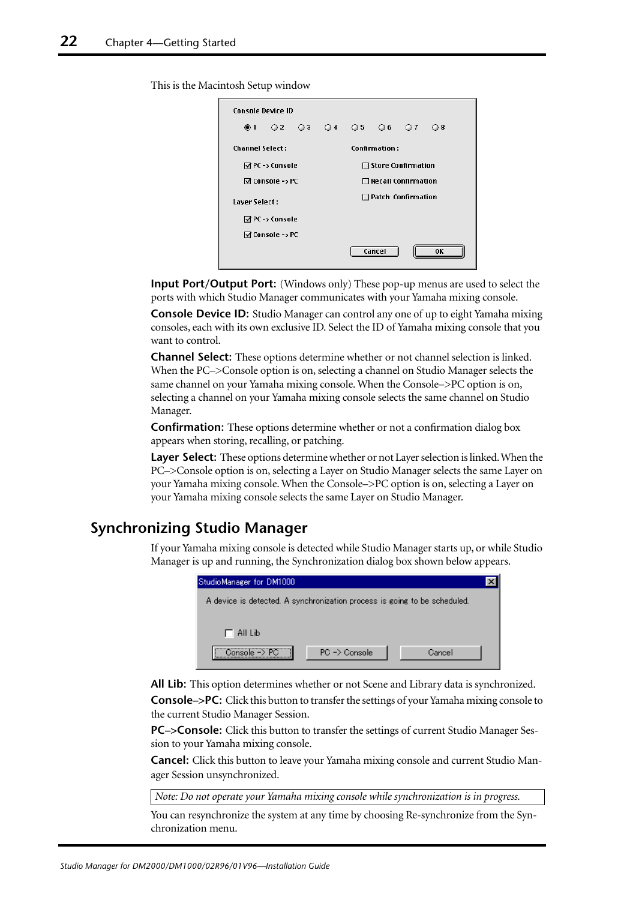This is the Macintosh Setup window

**Input Port/Output Port:** (Windows only) These pop-up menus are used to select the ports with which Studio Manager communicates with your Yamaha mixing console.

**Console Device ID:** Studio Manager can control any one of up to eight Yamaha mixing consoles, each with its own exclusive ID. Select the ID of Yamaha mixing console that you want to control.

**Channel Select:** These options determine whether or not channel selection is linked. When the PC–>Console option is on, selecting a channel on Studio Manager selects the same channel on your Yamaha mixing console. When the Console–>PC option is on, selecting a channel on your Yamaha mixing console selects the same channel on Studio Manager.

**Confirmation:** These options determine whether or not a confirmation dialog box appears when storing, recalling, or patching.

**Layer Select:** These options determine whether or not Layer selection is linked. When the PC–>Console option is on, selecting a Layer on Studio Manager selects the same Layer on your Yamaha mixing console. When the Console–>PC option is on, selecting a Layer on your Yamaha mixing console selects the same Layer on Studio Manager.

## Synchronizing Studio Manager

If your Yamaha mixing console is detected while Studio Manager starts up, or while Studio Manager is up and running, the Synchronization dialog box shown below appears.

**All Lib:** This option determines whether or not Scene and Library data is synchronized.

**Console–>PC:** Click this button to transfer the settings of your Yamaha mixing console to the current Studio Manager Session.

**PC–>Console:** Click this button to transfer the settings of current Studio Manager Session to your Yamaha mixing console.

**Cancel:** Click this button to leave your Yamaha mixing console and current Studio Manager Session unsynchronized.

*Note: Do not operate your Yamaha mixing console while synchronization is in progress.*

You can resynchronize the system at any time by choosing Re-synchronize from the Synchronization menu.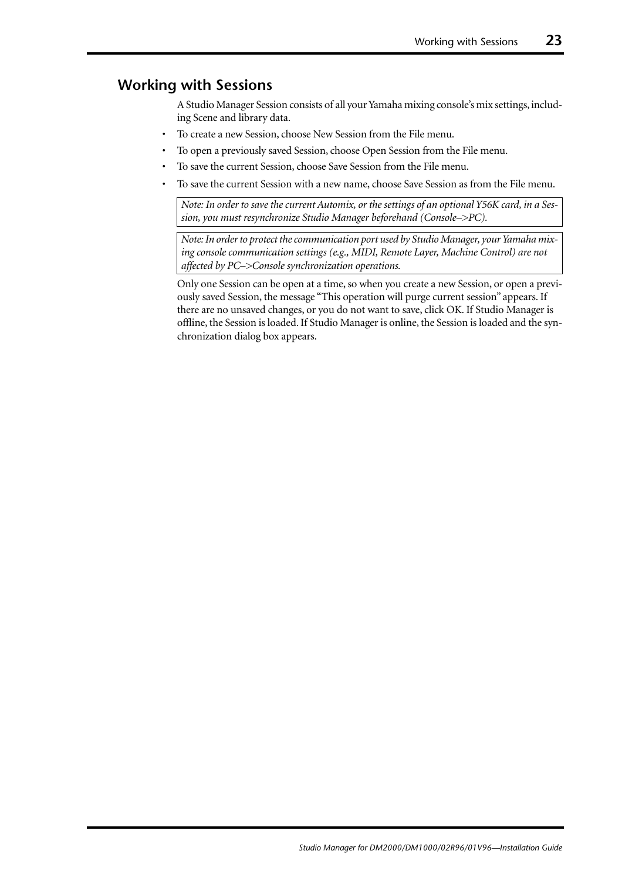## Working with Sessions

A Studio Manager Session consists of all your Yamaha mixing console's mix settings, including Scene and library data.

- To create a new Session, choose New Session from the File menu.
- To open a previously saved Session, choose Open Session from the File menu.
- To save the current Session, choose Save Session from the File menu.
- To save the current Session with a new name, choose Save Session as from the File menu.

*Note: In order to save the current Automix, or the settings of an optional Y56K card, in a Session, you must resynchronize Studio Manager beforehand (Console–>PC).*

*Note: In order to protect the communication port used by Studio Manager, your Yamaha mixing console communication settings (e.g., MIDI, Remote Layer, Machine Control) are not affected by PC–>Console synchronization operations.*

Only one Session can be open at a time, so when you create a new Session, or open a previously saved Session, the message "This operation will purge current session" appears. If there are no unsaved changes, or you do not want to save, click OK. If Studio Manager is offline, the Session is loaded. If Studio Manager is online, the Session is loaded and the synchronization dialog box appears.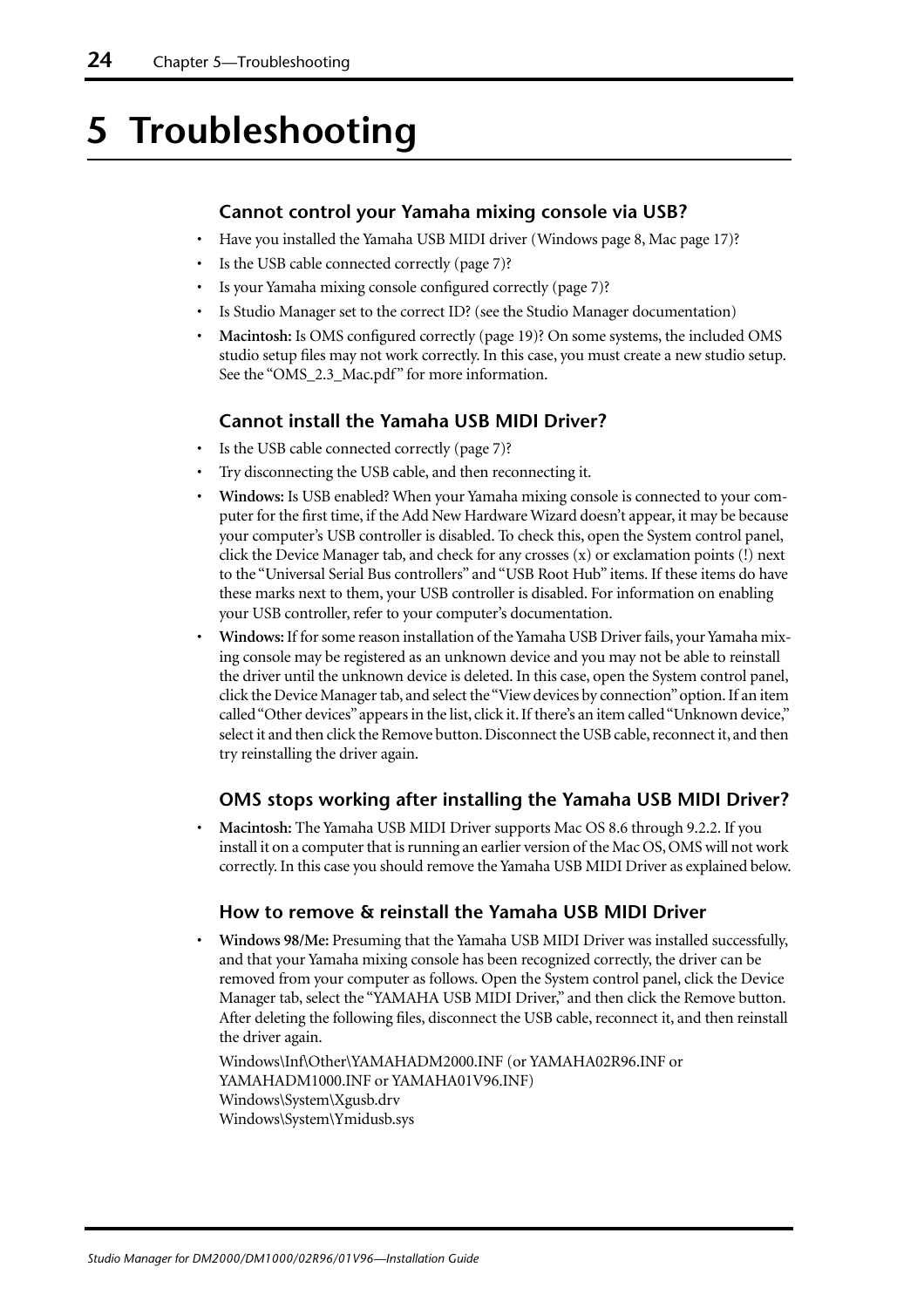# 5 Troubleshooting

### Cannot control your Yamaha mixing console via USB?

- Have you installed the Yamaha USB MIDI driver (Windows page 8, Mac page 17)?
- Is the USB cable connected correctly (page 7)?
- Is your Yamaha mixing console configured correctly (page 7)?
- Is Studio Manager set to the correct ID? (see the Studio Manager documentation)
- **Macintosh:** Is OMS configured correctly (page 19)? On some systems, the included OMS studio setup files may not work correctly. In this case, you must create a new studio setup. See the "OMS_2.3_Mac.pdf" for more information.

### Cannot install the Yamaha USB MIDI Driver?

- Is the USB cable connected correctly (page 7)?
- Try disconnecting the USB cable, and then reconnecting it.
- **Windows:** Is USB enabled? When your Yamaha mixing console is connected to your computer for the first time, if the Add New Hardware Wizard doesn't appear, it may be because your computer's USB controller is disabled. To check this, open the System control panel, click the Device Manager tab, and check for any crosses (x) or exclamation points (!) next to the "Universal Serial Bus controllers" and "USB Root Hub" items. If these items do have these marks next to them, your USB controller is disabled. For information on enabling your USB controller, refer to your computer's documentation.
- **Windows:** If for some reason installation of the Yamaha USB Driver fails, your Yamaha mixing console may be registered as an unknown device and you may not be able to reinstall the driver until the unknown device is deleted. In this case, open the System control panel, click the Device Manager tab, and select the "View devices by connection" option. If an item called "Other devices" appears in the list, click it. If there's an item called "Unknown device," select it and then click the Remove button. Disconnect the USB cable, reconnect it, and then try reinstalling the driver again.

### OMS stops working after installing the Yamaha USB MIDI Driver?

- **Macintosh:** The Yamaha USB MIDI Driver supports Mac OS 8.6 through 9.2.2. If you install it on a computer that is running an earlier version of the Mac OS, OMS will not work correctly. In this case you should remove the Yamaha USB MIDI Driver as explained below.

### How to remove & reinstall the Yamaha USB MIDI Driver

- **Windows 98/Me:** Presuming that the Yamaha USB MIDI Driver was installed successfully, and that your Yamaha mixing console has been recognized correctly, the driver can be removed from your computer as follows. Open the System control panel, click the Device Manager tab, select the "YAMAHA USB MIDI Driver," and then click the Remove button. After deleting the following files, disconnect the USB cable, reconnect it, and then reinstall the driver again.

  Windows\Inf\Other\YAMAHADM2000.INF (or YAMAHA02R96.INF or YAMAHADM1000.INF or YAMAHA01V96.INF)
  Windows\System\Xgusb.drv
  Windows\System\Ymidusb.sys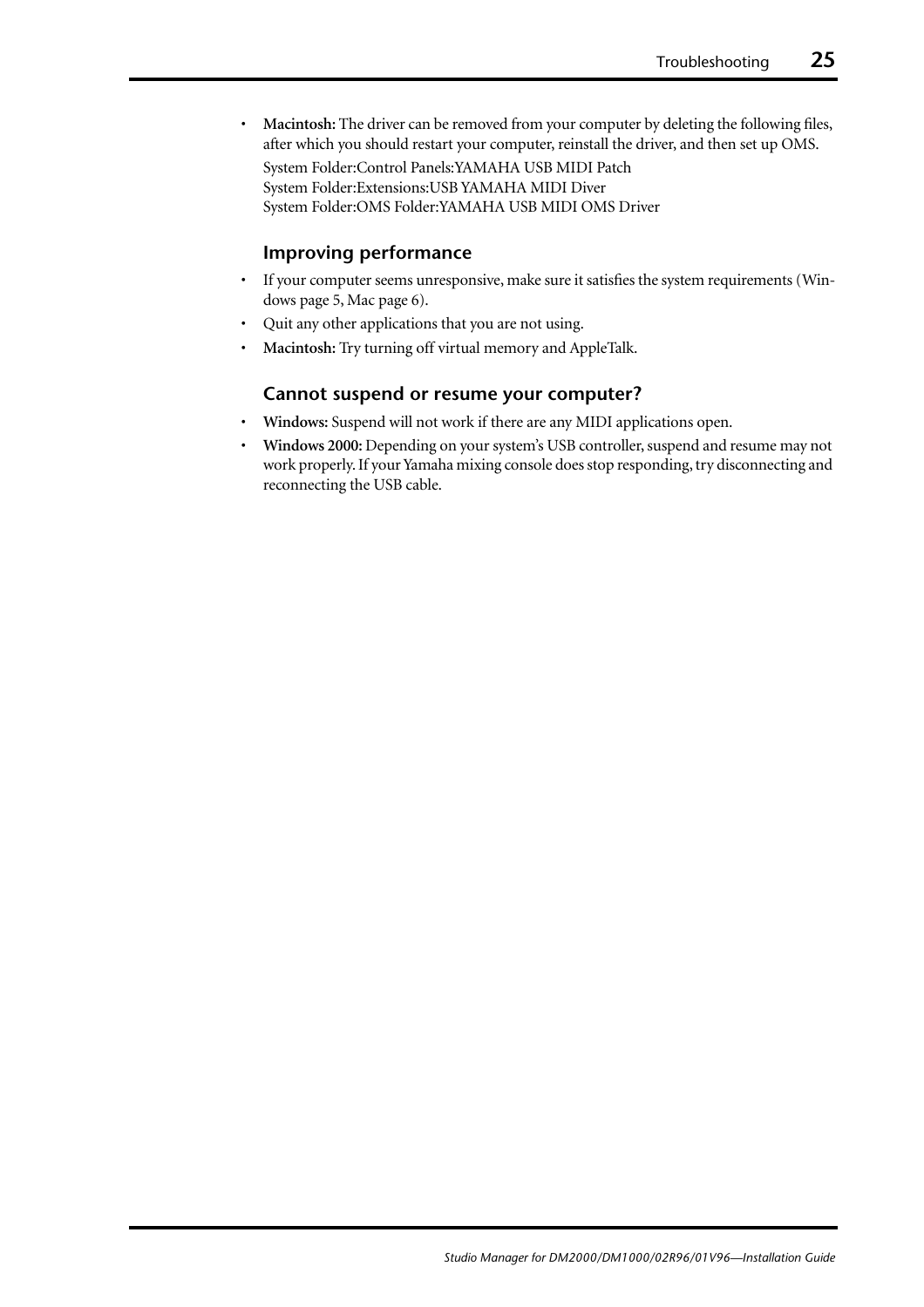- **Macintosh:** The driver can be removed from your computer by deleting the following files, after which you should restart your computer, reinstall the driver, and then set up OMS.

  System Folder:Control Panels:YAMAHA USB MIDI Patch
  System Folder:Extensions:USB YAMAHA MIDI Diver
  System Folder:OMS Folder:YAMAHA USB MIDI OMS Driver

### Improving performance

- If your computer seems unresponsive, make sure it satisfies the system requirements (Windows page 5, Mac page 6).
- Quit any other applications that you are not using.
- **Macintosh:** Try turning off virtual memory and AppleTalk.

### Cannot suspend or resume your computer?

- **Windows:** Suspend will not work if there are any MIDI applications open.
- **Windows 2000:** Depending on your system's USB controller, suspend and resume may not work properly. If your Yamaha mixing console does stop responding, try disconnecting and reconnecting the USB cable.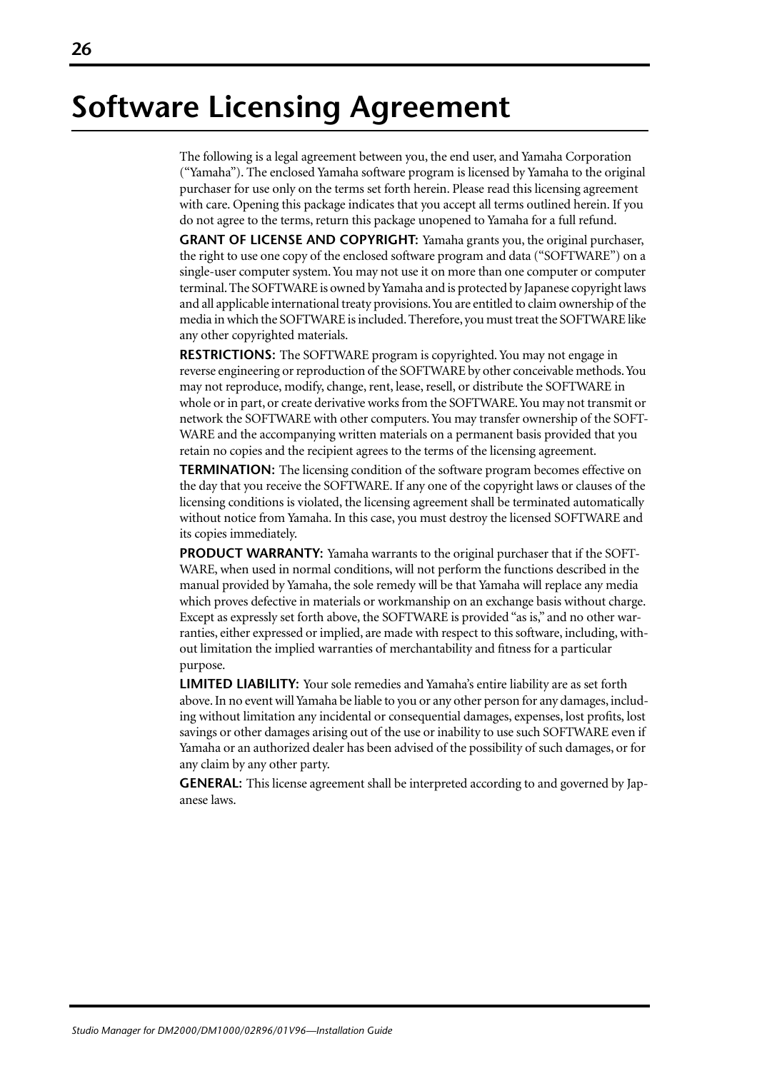# Software Licensing Agreement

The following is a legal agreement between you, the end user, and Yamaha Corporation ("Yamaha"). The enclosed Yamaha software program is licensed by Yamaha to the original purchaser for use only on the terms set forth herein. Please read this licensing agreement with care. Opening this package indicates that you accept all terms outlined herein. If you do not agree to the terms, return this package unopened to Yamaha for a full refund.

**GRANT OF LICENSE AND COPYRIGHT:** Yamaha grants you, the original purchaser, the right to use one copy of the enclosed software program and data ("SOFTWARE") on a single-user computer system. You may not use it on more than one computer or computer terminal. The SOFTWARE is owned by Yamaha and is protected by Japanese copyright laws and all applicable international treaty provisions. You are entitled to claim ownership of the media in which the SOFTWARE is included. Therefore, you must treat the SOFTWARE like any other copyrighted materials.

**RESTRICTIONS:** The SOFTWARE program is copyrighted. You may not engage in reverse engineering or reproduction of the SOFTWARE by other conceivable methods. You may not reproduce, modify, change, rent, lease, resell, or distribute the SOFTWARE in whole or in part, or create derivative works from the SOFTWARE. You may not transmit or network the SOFTWARE with other computers. You may transfer ownership of the SOFTWARE and the accompanying written materials on a permanent basis provided that you retain no copies and the recipient agrees to the terms of the licensing agreement.

**TERMINATION:** The licensing condition of the software program becomes effective on the day that you receive the SOFTWARE. If any one of the copyright laws or clauses of the licensing conditions is violated, the licensing agreement shall be terminated automatically without notice from Yamaha. In this case, you must destroy the licensed SOFTWARE and its copies immediately.

**PRODUCT WARRANTY:** Yamaha warrants to the original purchaser that if the SOFTWARE, when used in normal conditions, will not perform the functions described in the manual provided by Yamaha, the sole remedy will be that Yamaha will replace any media which proves defective in materials or workmanship on an exchange basis without charge. Except as expressly set forth above, the SOFTWARE is provided "as is," and no other warranties, either expressed or implied, are made with respect to this software, including, without limitation the implied warranties of merchantability and fitness for a particular purpose.

**LIMITED LIABILITY:** Your sole remedies and Yamaha's entire liability are as set forth above. In no event will Yamaha be liable to you or any other person for any damages, including without limitation any incidental or consequential damages, expenses, lost profits, lost savings or other damages arising out of the use or inability to use such SOFTWARE even if Yamaha or an authorized dealer has been advised of the possibility of such damages, or for any claim by any other party.

**GENERAL:** This license agreement shall be interpreted according to and governed by Japanese laws.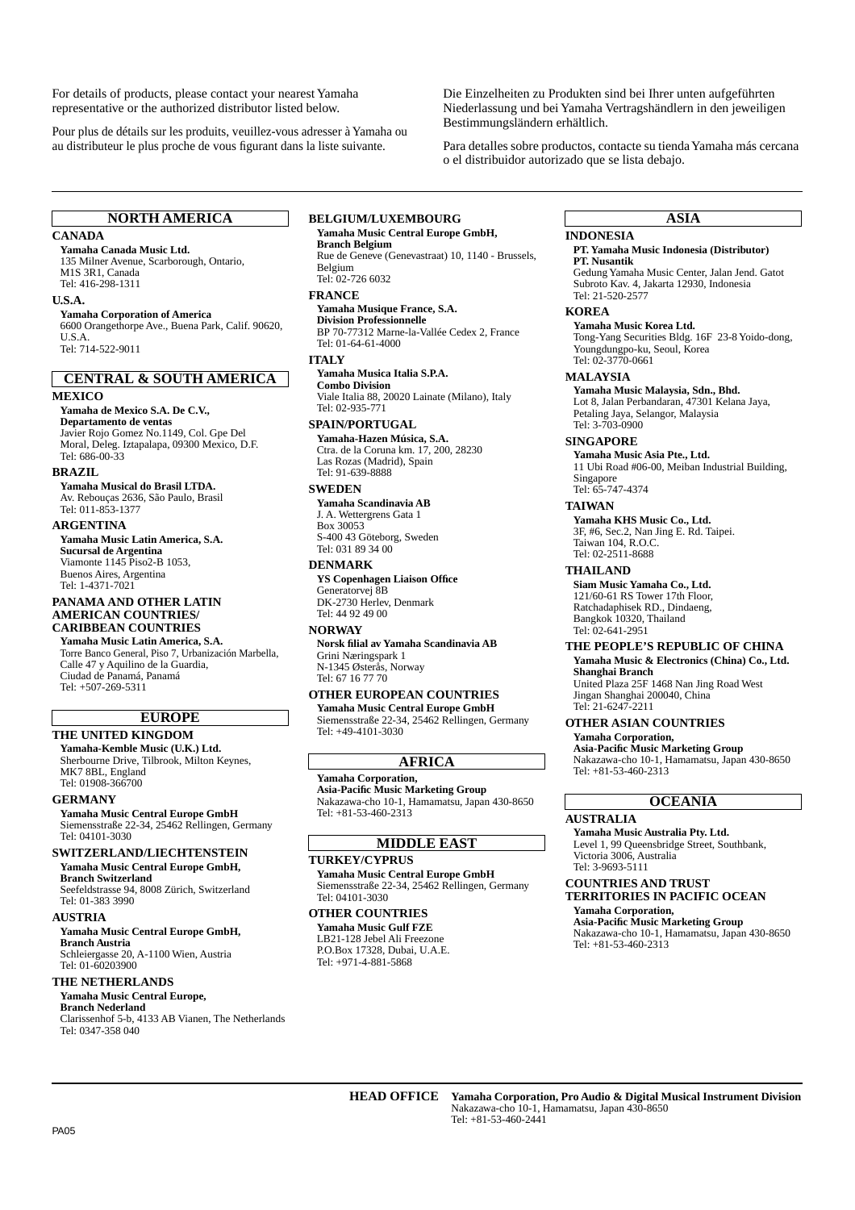For details of products, please contact your nearest Yamaha representative or the authorized distributor listed below.

Pour plus de détails sur les produits, veuillez-vous adresser à Yamaha ou au distributeur le plus proche de vous figurant dans la liste suivante.

Die Einzelheiten zu Produkten sind bei Ihrer unten aufgeführten Niederlassung und bei Yamaha Vertragshändlern in den jeweiligen Bestimmungsländern erhältlich.

Para detalles sobre productos, contacte su tienda Yamaha más cercana o el distribuidor autorizado que se lista debajo.

## NORTH AMERICA

### CANADA

**Yamaha Canada Music Ltd.**
135 Milner Avenue, Scarborough, Ontario, M1S 3R1, Canada
Tel: 416-298-1311

### U.S.A.

**Yamaha Corporation of America**
6600 Orangethorpe Ave., Buena Park, Calif. 90620, U.S.A.
Tel: 714-522-9011

## CENTRAL & SOUTH AMERICA

### MEXICO

**Yamaha de Mexico S.A. De C.V., Departamento de ventas**
Javier Rojo Gomez No.1149, Col. Gpe Del Moral, Deleg. Iztapalapa, 09300 Mexico, D.F.
Tel: 686-00-33

### BRAZIL

**Yamaha Musical do Brasil LTDA.**
Av. Rebouças 2636, São Paulo, Brasil
Tel: 011-853-1377

### ARGENTINA

**Yamaha Music Latin America, S.A. Sucursal de Argentina**
Viamonte 1145 Piso2-B 1053, Buenos Aires, Argentina
Tel: 1-4371-7021

### PANAMA AND OTHER LATIN AMERICAN COUNTRIES/ CARIBBEAN COUNTRIES

**Yamaha Music Latin America, S.A.**
Torre Banco General, Piso 7, Urbanización Marbella, Calle 47 y Aquilino de la Guardia, Ciudad de Panamá, Panamá
Tel: +507-269-5311

## EUROPE

### THE UNITED KINGDOM

**Yamaha-Kemble Music (U.K.) Ltd.**
Sherbourne Drive, Tilbrook, Milton Keynes, MK7 8BL, England
Tel: 01908-366700

### GERMANY

**Yamaha Music Central Europe GmbH**
Siemensstraße 22-34, 25462 Rellingen, Germany
Tel: 04101-3030

### SWITZERLAND/LIECHTENSTEIN

**Yamaha Music Central Europe GmbH, Branch Switzerland**
Seefeldstrasse 94, 8008 Zürich, Switzerland
Tel: 01-383 3990

### AUSTRIA

**Yamaha Music Central Europe GmbH, Branch Austria**
Schleiergasse 20, A-1100 Wien, Austria
Tel: 01-60203900

### THE NETHERLANDS

**Yamaha Music Central Europe, Branch Nederland**
Clarissenhof 5-b, 4133 AB Vianen, The Netherlands
Tel: 0347-358 040

### BELGIUM/LUXEMBOURG

**Yamaha Music Central Europe GmbH, Branch Belgium**
Rue de Geneve (Genevastraat) 10, 1140 - Brussels, Belgium
Tel: 02-726 6032

### FRANCE

**Yamaha Musique France, S.A. Division Professionnelle**
BP 70-77312 Marne-la-Vallée Cedex 2, France
Tel: 01-64-61-4000

### ITALY

**Yamaha Musica Italia S.P.A. Combo Division**
Viale Italia 88, 20020 Lainate (Milano), Italy
Tel: 02-935-771

### SPAIN/PORTUGAL

**Yamaha-Hazen Música, S.A.**
Ctra. de la Coruna km. 17, 200, 28230 Las Rozas (Madrid), Spain
Tel: 91-639-8888

### SWEDEN

**Yamaha Scandinavia AB**
J. A. Wettergrens Gata 1
Box 30053
S-400 43 Göteborg, Sweden
Tel: 031 89 34 00

### DENMARK

**YS Copenhagen Liaison Office**
Generatorvej 8B
DK-2730 Herlev, Denmark
Tel: 44 92 49 00

### NORWAY

**Norsk filial av Yamaha Scandinavia AB**
Grini Næringspark 1
N-1345 Østerås, Norway
Tel: 67 16 77 70

### OTHER EUROPEAN COUNTRIES

**Yamaha Music Central Europe GmbH**
Siemensstraße 22-34, 25462 Rellingen, Germany
Tel: +49-4101-3030

## AFRICA

**Yamaha Corporation, Asia-Pacific Music Marketing Group**
Nakazawa-cho 10-1, Hamamatsu, Japan 430-8650
Tel: +81-53-460-2313

## MIDDLE EAST

### TURKEY/CYPRUS

**Yamaha Music Central Europe GmbH**
Siemensstraße 22-34, 25462 Rellingen, Germany
Tel: 04101-3030

### OTHER COUNTRIES

**Yamaha Music Gulf FZE**
LB21-128 Jebel Ali Freezone
P.O.Box 17328, Dubai, U.A.E.
Tel: +971-4-881-5868

## ASIA

### INDONESIA

**PT. Yamaha Music Indonesia (Distributor) PT. Nusantik**
Gedung Yamaha Music Center, Jalan Jend. Gatot Subroto Kav. 4, Jakarta 12930, Indonesia
Tel: 21-520-2577

### KOREA

**Yamaha Music Korea Ltd.**
Tong-Yang Securities Bldg. 16F 23-8 Yoido-dong, Youngdungpo-ku, Seoul, Korea
Tel: 02-3770-0661

### MALAYSIA

**Yamaha Music Malaysia, Sdn., Bhd.**
Lot 8, Jalan Perbandaran, 47301 Kelana Jaya, Petaling Jaya, Selangor, Malaysia
Tel: 3-703-0900

### SINGAPORE

**Yamaha Music Asia Pte., Ltd.**
11 Ubi Road #06-00, Meiban Industrial Building, Singapore
Tel: 65-747-4374

### TAIWAN

**Yamaha KHS Music Co., Ltd.**
3F, #6, Sec.2, Nan Jing E. Rd. Taipei. Taiwan 104, R.O.C.
Tel: 02-2511-8688

### THAILAND

**Siam Music Yamaha Co., Ltd.**
121/60-61 RS Tower 17th Floor, Ratchadaphisek RD., Dindaeng, Bangkok 10320, Thailand
Tel: 02-641-2951

### THE PEOPLE'S REPUBLIC OF CHINA

**Yamaha Music & Electronics (China) Co., Ltd. Shanghai Branch**
United Plaza 25F 1468 Nan Jing Road West Jingan Shanghai 200040, China
Tel: 21-6247-2211

### OTHER ASIAN COUNTRIES

**Yamaha Corporation, Asia-Pacific Music Marketing Group**
Nakazawa-cho 10-1, Hamamatsu, Japan 430-8650
Tel: +81-53-460-2313

## OCEANIA

### AUSTRALIA

**Yamaha Music Australia Pty. Ltd.**
Level 1, 99 Queensbridge Street, Southbank, Victoria 3006, Australia
Tel: 3-9693-5111

### COUNTRIES AND TRUST TERRITORIES IN PACIFIC OCEAN

**Yamaha Corporation, Asia-Pacific Music Marketing Group**
Nakazawa-cho 10-1, Hamamatsu, Japan 430-8650
Tel: +81-53-460-2313

**HEAD OFFICE** **Yamaha Corporation, Pro Audio & Digital Musical Instrument Division**
Nakazawa-cho 10-1, Hamamatsu, Japan 430-8650
Tel: +81-53-460-2441

PA05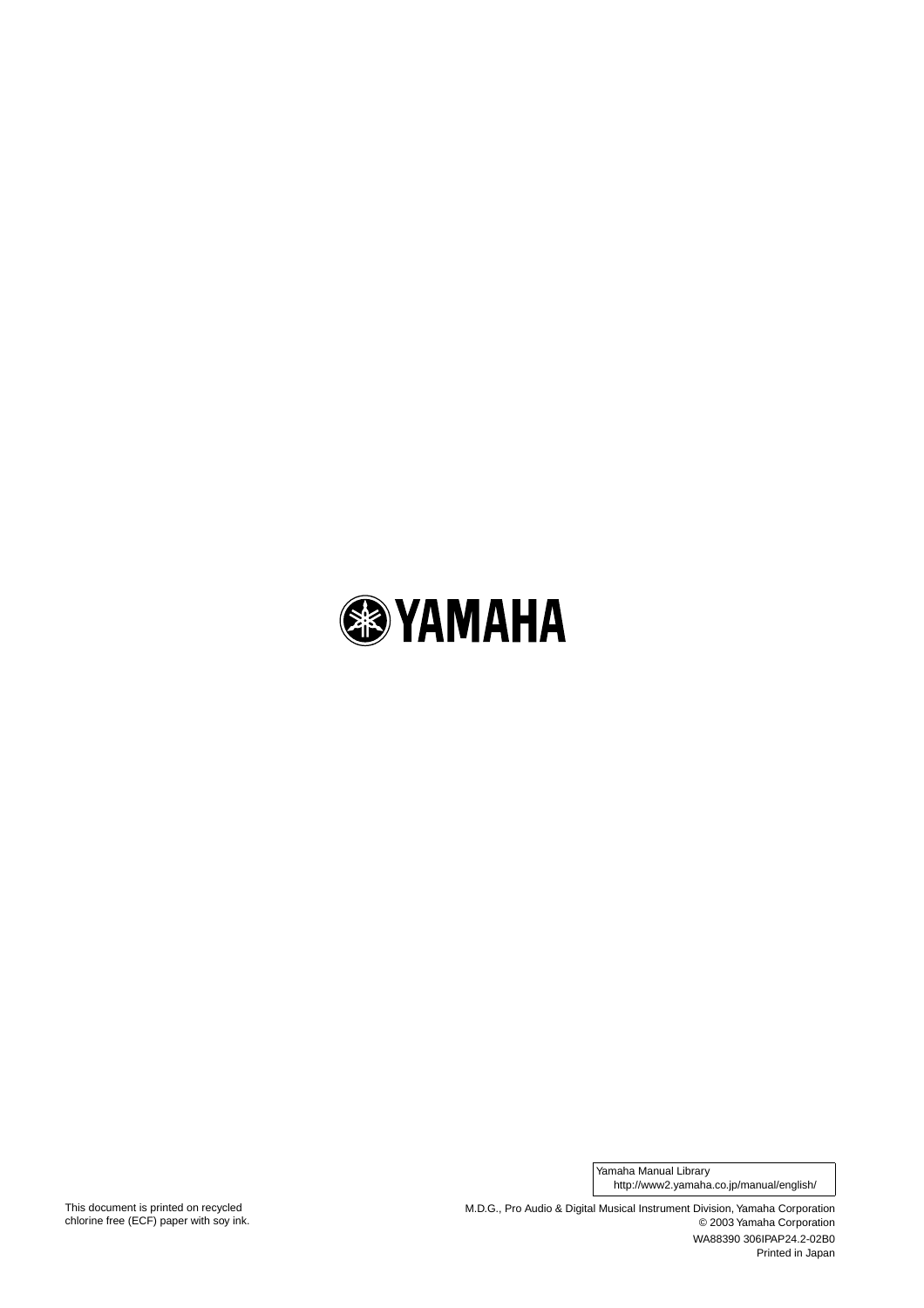YAMAHA

Yamaha Manual Library
http://www2.yamaha.co.jp/manual/english/

This document is printed on recycled
chlorine free (ECF) paper with soy ink.

M.D.G., Pro Audio & Digital Musical Instrument Division, Yamaha Corporation
© 2003 Yamaha Corporation
WA88390 306IPAP24.2-02B0
Printed in Japan